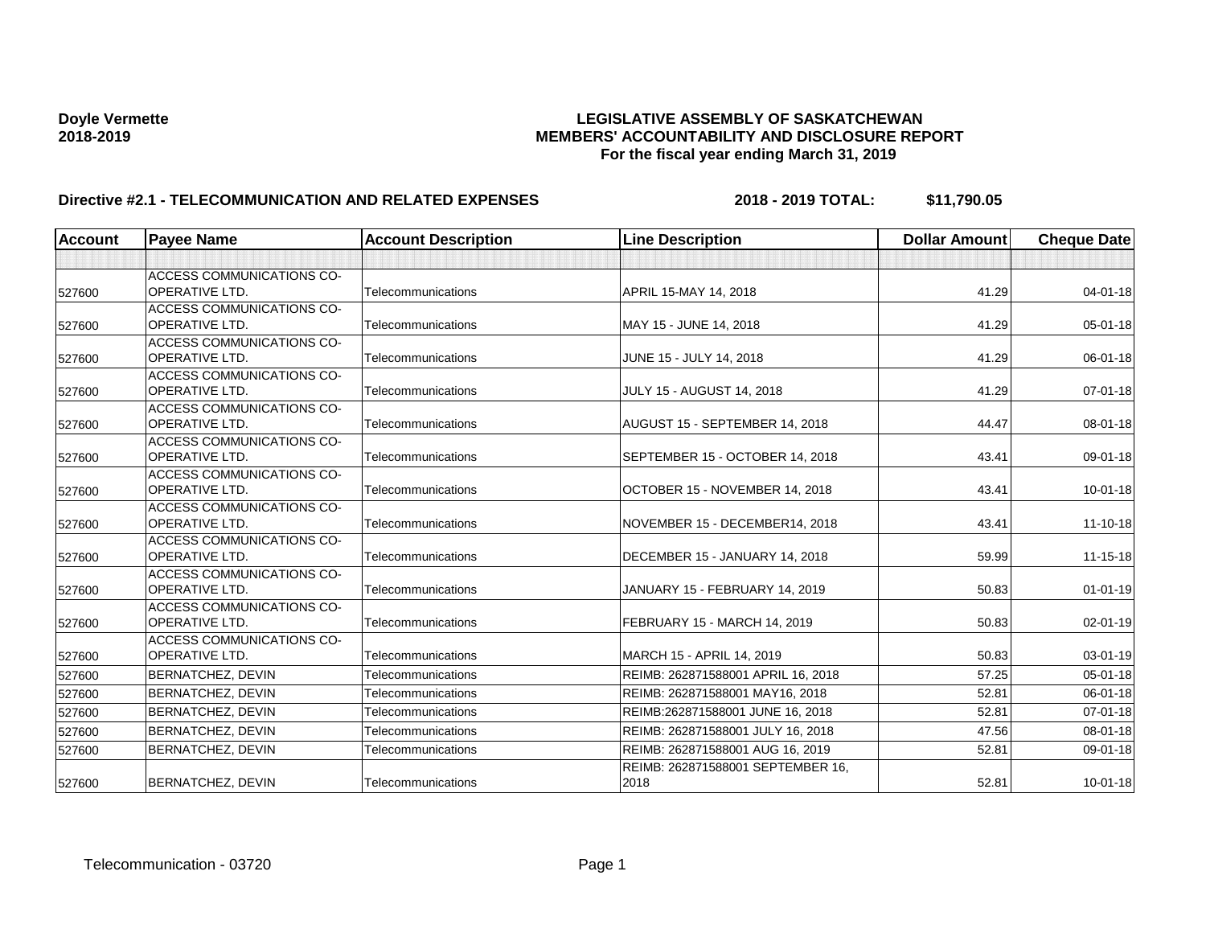**Doyle Vermette**
**2018-2019**

# LEGISLATIVE ASSEMBLY OF SASKATCHEWAN
## MEMBERS' ACCOUNTABILITY AND DISCLOSURE REPORT
### For the fiscal year ending March 31, 2019

**Directive #2.1 - TELECOMMUNICATION AND RELATED EXPENSES** **2018 - 2019 TOTAL: $11,790.05**

| Account | Payee Name | Account Description | Line Description | Dollar Amount | Cheque Date |
|---|---|---|---|---|---|
| | | | | | |
| 527600 | ACCESS COMMUNICATIONS CO-OPERATIVE LTD. | Telecommunications | APRIL 15-MAY 14, 2018 | 41.29 | 04-01-18 |
| 527600 | ACCESS COMMUNICATIONS CO-OPERATIVE LTD. | Telecommunications | MAY 15 - JUNE 14, 2018 | 41.29 | 05-01-18 |
| 527600 | ACCESS COMMUNICATIONS CO-OPERATIVE LTD. | Telecommunications | JUNE 15 - JULY 14, 2018 | 41.29 | 06-01-18 |
| 527600 | ACCESS COMMUNICATIONS CO-OPERATIVE LTD. | Telecommunications | JULY 15 - AUGUST 14, 2018 | 41.29 | 07-01-18 |
| 527600 | ACCESS COMMUNICATIONS CO-OPERATIVE LTD. | Telecommunications | AUGUST 15 - SEPTEMBER 14, 2018 | 44.47 | 08-01-18 |
| 527600 | ACCESS COMMUNICATIONS CO-OPERATIVE LTD. | Telecommunications | SEPTEMBER 15 - OCTOBER 14, 2018 | 43.41 | 09-01-18 |
| 527600 | ACCESS COMMUNICATIONS CO-OPERATIVE LTD. | Telecommunications | OCTOBER 15 - NOVEMBER 14, 2018 | 43.41 | 10-01-18 |
| 527600 | ACCESS COMMUNICATIONS CO-OPERATIVE LTD. | Telecommunications | NOVEMBER 15 - DECEMBER14, 2018 | 43.41 | 11-10-18 |
| 527600 | ACCESS COMMUNICATIONS CO-OPERATIVE LTD. | Telecommunications | DECEMBER 15 - JANUARY 14, 2018 | 59.99 | 11-15-18 |
| 527600 | ACCESS COMMUNICATIONS CO-OPERATIVE LTD. | Telecommunications | JANUARY 15 - FEBRUARY 14, 2019 | 50.83 | 01-01-19 |
| 527600 | ACCESS COMMUNICATIONS CO-OPERATIVE LTD. | Telecommunications | FEBRUARY 15 - MARCH 14, 2019 | 50.83 | 02-01-19 |
| 527600 | ACCESS COMMUNICATIONS CO-OPERATIVE LTD. | Telecommunications | MARCH 15 - APRIL 14, 2019 | 50.83 | 03-01-19 |
| 527600 | BERNATCHEZ, DEVIN | Telecommunications | REIMB: 262871588001 APRIL 16, 2018 | 57.25 | 05-01-18 |
| 527600 | BERNATCHEZ, DEVIN | Telecommunications | REIMB: 262871588001 MAY16, 2018 | 52.81 | 06-01-18 |
| 527600 | BERNATCHEZ, DEVIN | Telecommunications | REIMB:262871588001 JUNE 16, 2018 | 52.81 | 07-01-18 |
| 527600 | BERNATCHEZ, DEVIN | Telecommunications | REIMB: 262871588001 JULY 16, 2018 | 47.56 | 08-01-18 |
| 527600 | BERNATCHEZ, DEVIN | Telecommunications | REIMB: 262871588001 AUG 16, 2019 | 52.81 | 09-01-18 |
| 527600 | BERNATCHEZ, DEVIN | Telecommunications | REIMB: 262871588001 SEPTEMBER 16, 2018 | 52.81 | 10-01-18 |

Telecommunication - 03720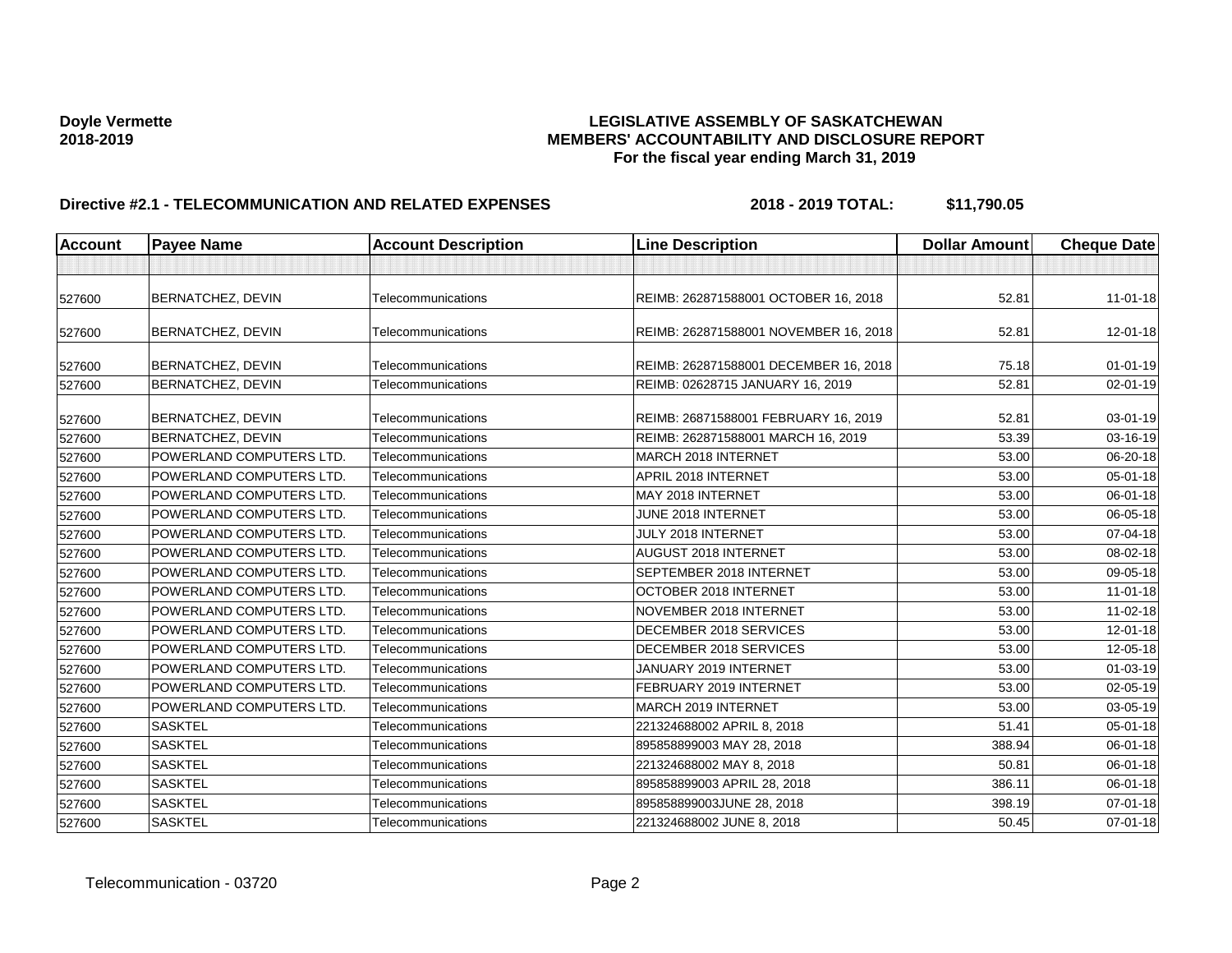**Doyle Vermette**
**2018-2019**

**LEGISLATIVE ASSEMBLY OF SASKATCHEWAN**
**MEMBERS' ACCOUNTABILITY AND DISCLOSURE REPORT**
**For the fiscal year ending March 31, 2019**

**Directive #2.1 - TELECOMMUNICATION AND RELATED EXPENSES** **2018 - 2019 TOTAL: $11,790.05**

| Account | Payee Name | Account Description | Line Description | Dollar Amount | Cheque Date |
|---|---|---|---|---|---|
| | | | | | |
| 527600 | BERNATCHEZ, DEVIN | Telecommunications | REIMB: 262871588001 OCTOBER 16, 2018 | 52.81 | 11-01-18 |
| 527600 | BERNATCHEZ, DEVIN | Telecommunications | REIMB: 262871588001 NOVEMBER 16, 2018 | 52.81 | 12-01-18 |
| 527600 | BERNATCHEZ, DEVIN | Telecommunications | REIMB: 262871588001 DECEMBER 16, 2018 | 75.18 | 01-01-19 |
| 527600 | BERNATCHEZ, DEVIN | Telecommunications | REIMB: 02628715 JANUARY 16, 2019 | 52.81 | 02-01-19 |
| 527600 | BERNATCHEZ, DEVIN | Telecommunications | REIMB: 26871588001 FEBRUARY 16, 2019 | 52.81 | 03-01-19 |
| 527600 | BERNATCHEZ, DEVIN | Telecommunications | REIMB: 262871588001 MARCH 16, 2019 | 53.39 | 03-16-19 |
| 527600 | POWERLAND COMPUTERS LTD. | Telecommunications | MARCH 2018 INTERNET | 53.00 | 06-20-18 |
| 527600 | POWERLAND COMPUTERS LTD. | Telecommunications | APRIL 2018 INTERNET | 53.00 | 05-01-18 |
| 527600 | POWERLAND COMPUTERS LTD. | Telecommunications | MAY 2018 INTERNET | 53.00 | 06-01-18 |
| 527600 | POWERLAND COMPUTERS LTD. | Telecommunications | JUNE 2018 INTERNET | 53.00 | 06-05-18 |
| 527600 | POWERLAND COMPUTERS LTD. | Telecommunications | JULY 2018 INTERNET | 53.00 | 07-04-18 |
| 527600 | POWERLAND COMPUTERS LTD. | Telecommunications | AUGUST 2018 INTERNET | 53.00 | 08-02-18 |
| 527600 | POWERLAND COMPUTERS LTD. | Telecommunications | SEPTEMBER 2018 INTERNET | 53.00 | 09-05-18 |
| 527600 | POWERLAND COMPUTERS LTD. | Telecommunications | OCTOBER 2018 INTERNET | 53.00 | 11-01-18 |
| 527600 | POWERLAND COMPUTERS LTD. | Telecommunications | NOVEMBER 2018 INTERNET | 53.00 | 11-02-18 |
| 527600 | POWERLAND COMPUTERS LTD. | Telecommunications | DECEMBER 2018 SERVICES | 53.00 | 12-01-18 |
| 527600 | POWERLAND COMPUTERS LTD. | Telecommunications | DECEMBER 2018 SERVICES | 53.00 | 12-05-18 |
| 527600 | POWERLAND COMPUTERS LTD. | Telecommunications | JANUARY 2019 INTERNET | 53.00 | 01-03-19 |
| 527600 | POWERLAND COMPUTERS LTD. | Telecommunications | FEBRUARY 2019 INTERNET | 53.00 | 02-05-19 |
| 527600 | POWERLAND COMPUTERS LTD. | Telecommunications | MARCH 2019 INTERNET | 53.00 | 03-05-19 |
| 527600 | SASKTEL | Telecommunications | 221324688002 APRIL 8, 2018 | 51.41 | 05-01-18 |
| 527600 | SASKTEL | Telecommunications | 895858899003 MAY 28, 2018 | 388.94 | 06-01-18 |
| 527600 | SASKTEL | Telecommunications | 221324688002 MAY 8, 2018 | 50.81 | 06-01-18 |
| 527600 | SASKTEL | Telecommunications | 895858899003 APRIL 28, 2018 | 386.11 | 06-01-18 |
| 527600 | SASKTEL | Telecommunications | 895858899003JUNE 28, 2018 | 398.19 | 07-01-18 |
| 527600 | SASKTEL | Telecommunications | 221324688002 JUNE 8, 2018 | 50.45 | 07-01-18 |

Telecommunication - 03720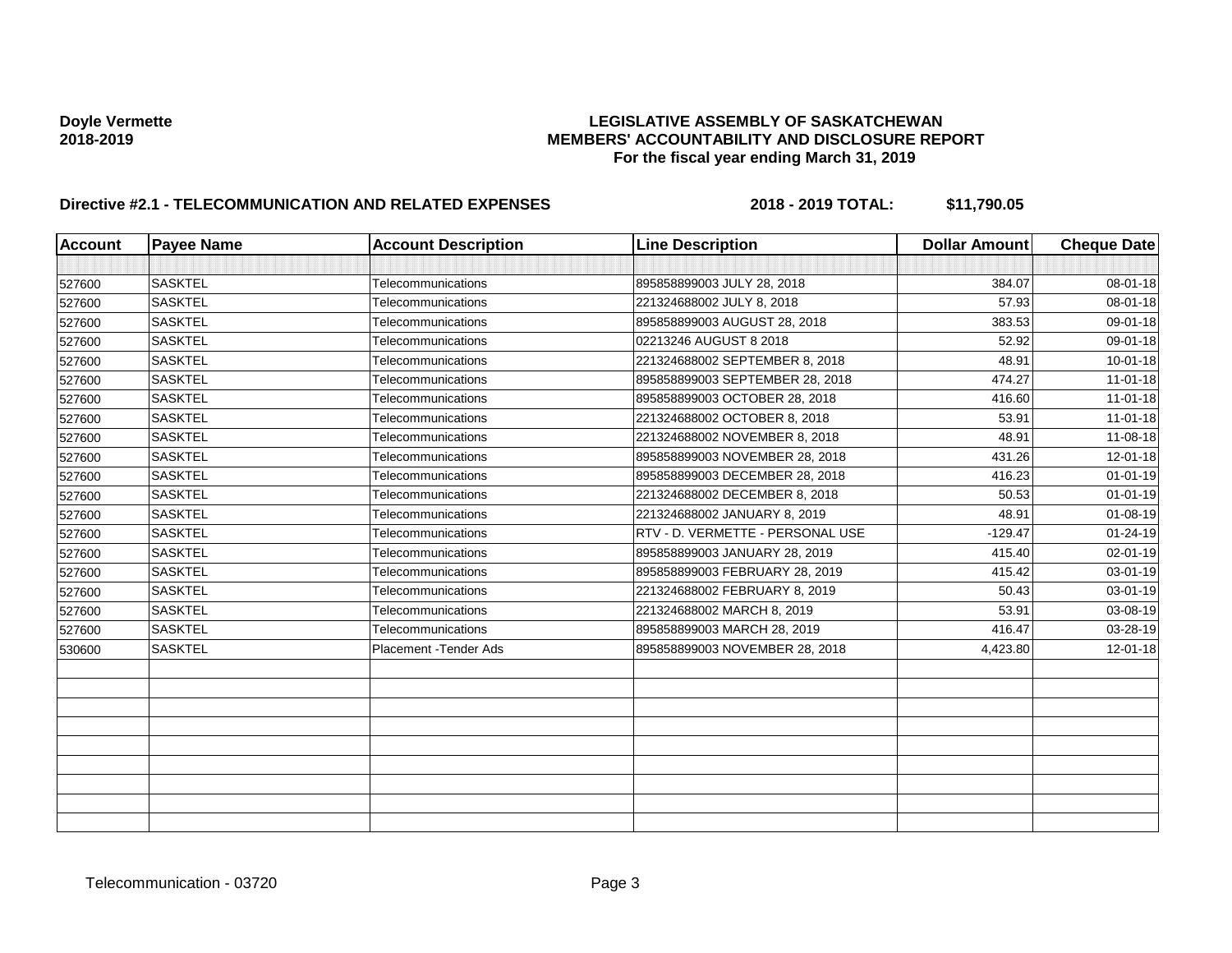**Doyle Vermette**
**2018-2019**

# LEGISLATIVE ASSEMBLY OF SASKATCHEWAN
## MEMBERS' ACCOUNTABILITY AND DISCLOSURE REPORT
### For the fiscal year ending March 31, 2019

**Directive #2.1 - TELECOMMUNICATION AND RELATED EXPENSES** **2018 - 2019 TOTAL: $11,790.05**

| Account | Payee Name | Account Description | Line Description | Dollar Amount | Cheque Date |
|---|---|---|---|---|---|
| | | | | | |
| 527600 | SASKTEL | Telecommunications | 895858899003 JULY 28, 2018 | 384.07 | 08-01-18 |
| 527600 | SASKTEL | Telecommunications | 221324688002 JULY 8, 2018 | 57.93 | 08-01-18 |
| 527600 | SASKTEL | Telecommunications | 895858899003 AUGUST 28, 2018 | 383.53 | 09-01-18 |
| 527600 | SASKTEL | Telecommunications | 02213246 AUGUST 8 2018 | 52.92 | 09-01-18 |
| 527600 | SASKTEL | Telecommunications | 221324688002 SEPTEMBER 8, 2018 | 48.91 | 10-01-18 |
| 527600 | SASKTEL | Telecommunications | 895858899003 SEPTEMBER 28, 2018 | 474.27 | 11-01-18 |
| 527600 | SASKTEL | Telecommunications | 895858899003 OCTOBER 28, 2018 | 416.60 | 11-01-18 |
| 527600 | SASKTEL | Telecommunications | 221324688002 OCTOBER 8, 2018 | 53.91 | 11-01-18 |
| 527600 | SASKTEL | Telecommunications | 221324688002 NOVEMBER 8, 2018 | 48.91 | 11-08-18 |
| 527600 | SASKTEL | Telecommunications | 895858899003 NOVEMBER 28, 2018 | 431.26 | 12-01-18 |
| 527600 | SASKTEL | Telecommunications | 895858899003 DECEMBER 28, 2018 | 416.23 | 01-01-19 |
| 527600 | SASKTEL | Telecommunications | 221324688002 DECEMBER 8, 2018 | 50.53 | 01-01-19 |
| 527600 | SASKTEL | Telecommunications | 221324688002 JANUARY 8, 2019 | 48.91 | 01-08-19 |
| 527600 | SASKTEL | Telecommunications | RTV - D. VERMETTE - PERSONAL USE | -129.47 | 01-24-19 |
| 527600 | SASKTEL | Telecommunications | 895858899003 JANUARY 28, 2019 | 415.40 | 02-01-19 |
| 527600 | SASKTEL | Telecommunications | 895858899003 FEBRUARY 28, 2019 | 415.42 | 03-01-19 |
| 527600 | SASKTEL | Telecommunications | 221324688002 FEBRUARY 8, 2019 | 50.43 | 03-01-19 |
| 527600 | SASKTEL | Telecommunications | 221324688002 MARCH 8, 2019 | 53.91 | 03-08-19 |
| 527600 | SASKTEL | Telecommunications | 895858899003 MARCH 28, 2019 | 416.47 | 03-28-19 |
| 530600 | SASKTEL | Placement -Tender Ads | 895858899003 NOVEMBER 28, 2018 | 4,423.80 | 12-01-18 |
| | | | | | |
| | | | | | |
| | | | | | |
| | | | | | |
| | | | | | |
| | | | | | |
| | | | | | |
| | | | | | |
| | | | | | |

Telecommunication - 03720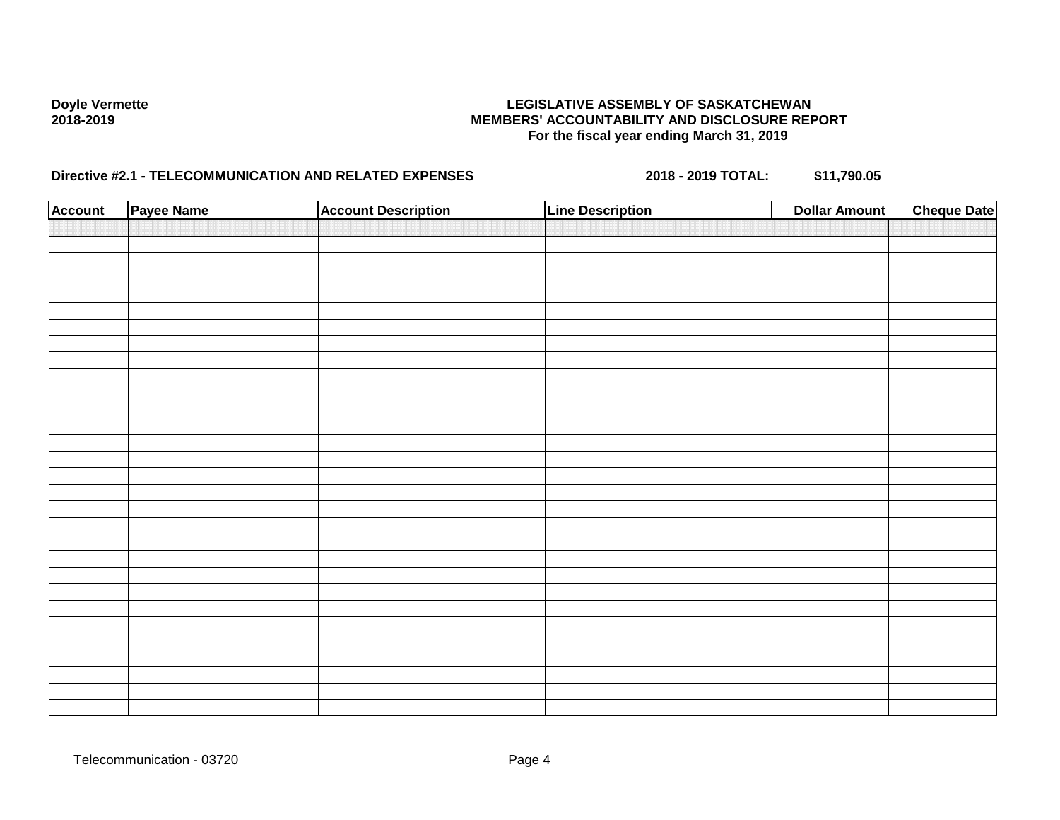**Doyle Vermette**
**2018-2019**

**LEGISLATIVE ASSEMBLY OF SASKATCHEWAN**
**MEMBERS' ACCOUNTABILITY AND DISCLOSURE REPORT**
**For the fiscal year ending March 31, 2019**

**Directive #2.1 - TELECOMMUNICATION AND RELATED EXPENSES** **2018 - 2019 TOTAL: $11,790.05**

| Account | Payee Name | Account Description | Line Description | Dollar Amount | Cheque Date |
|---|---|---|---|---|---|
| | | | | | |

Telecommunication - 03720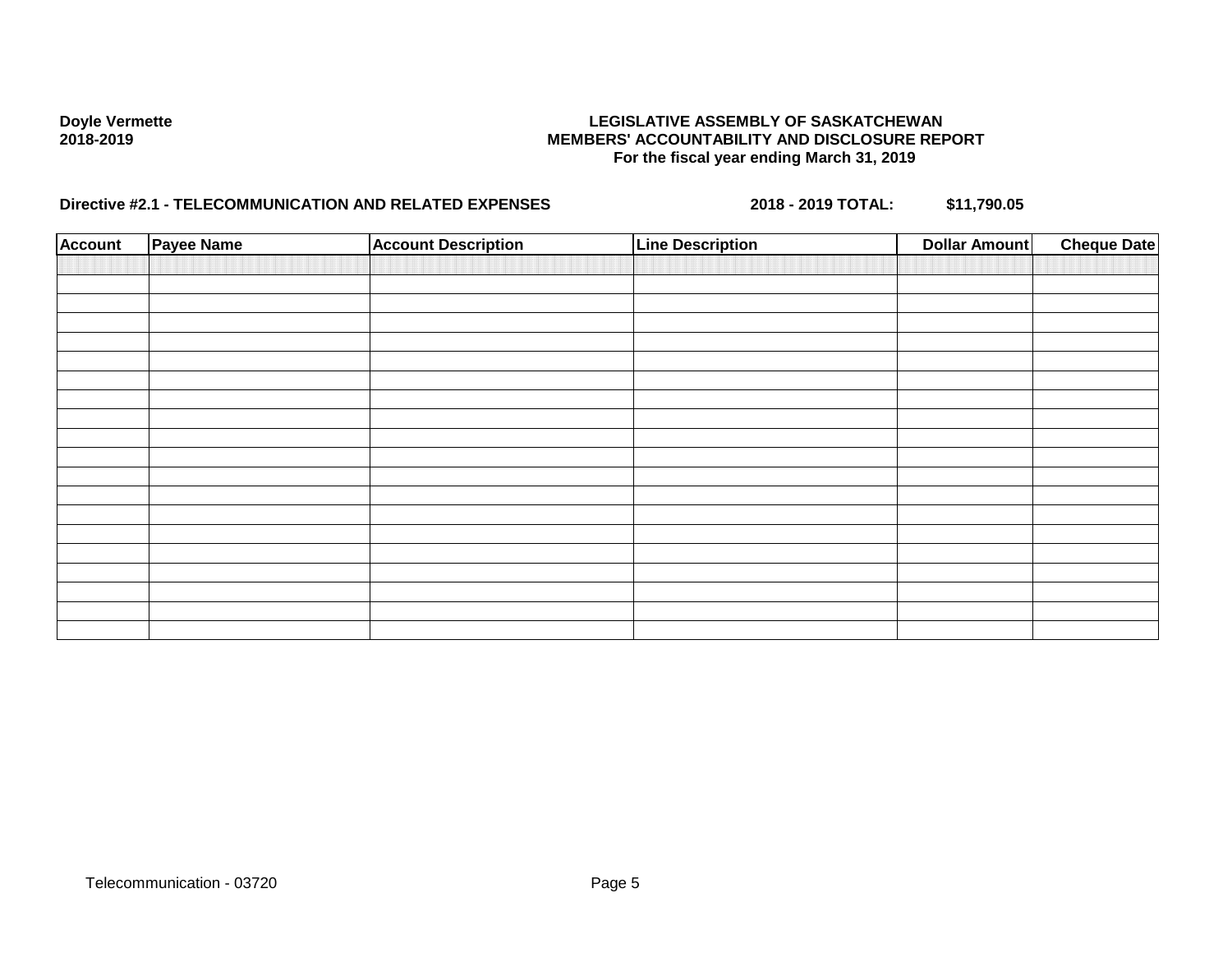**Doyle Vermette**
**2018-2019**

**LEGISLATIVE ASSEMBLY OF SASKATCHEWAN**
**MEMBERS' ACCOUNTABILITY AND DISCLOSURE REPORT**
**For the fiscal year ending March 31, 2019**

**Directive #2.1 - TELECOMMUNICATION AND RELATED EXPENSES** **2018 - 2019 TOTAL: $11,790.05**

| Account | Payee Name | Account Description | Line Description | Dollar Amount | Cheque Date |
|---|---|---|---|---|---|
| | | | | | |

Telecommunication - 03720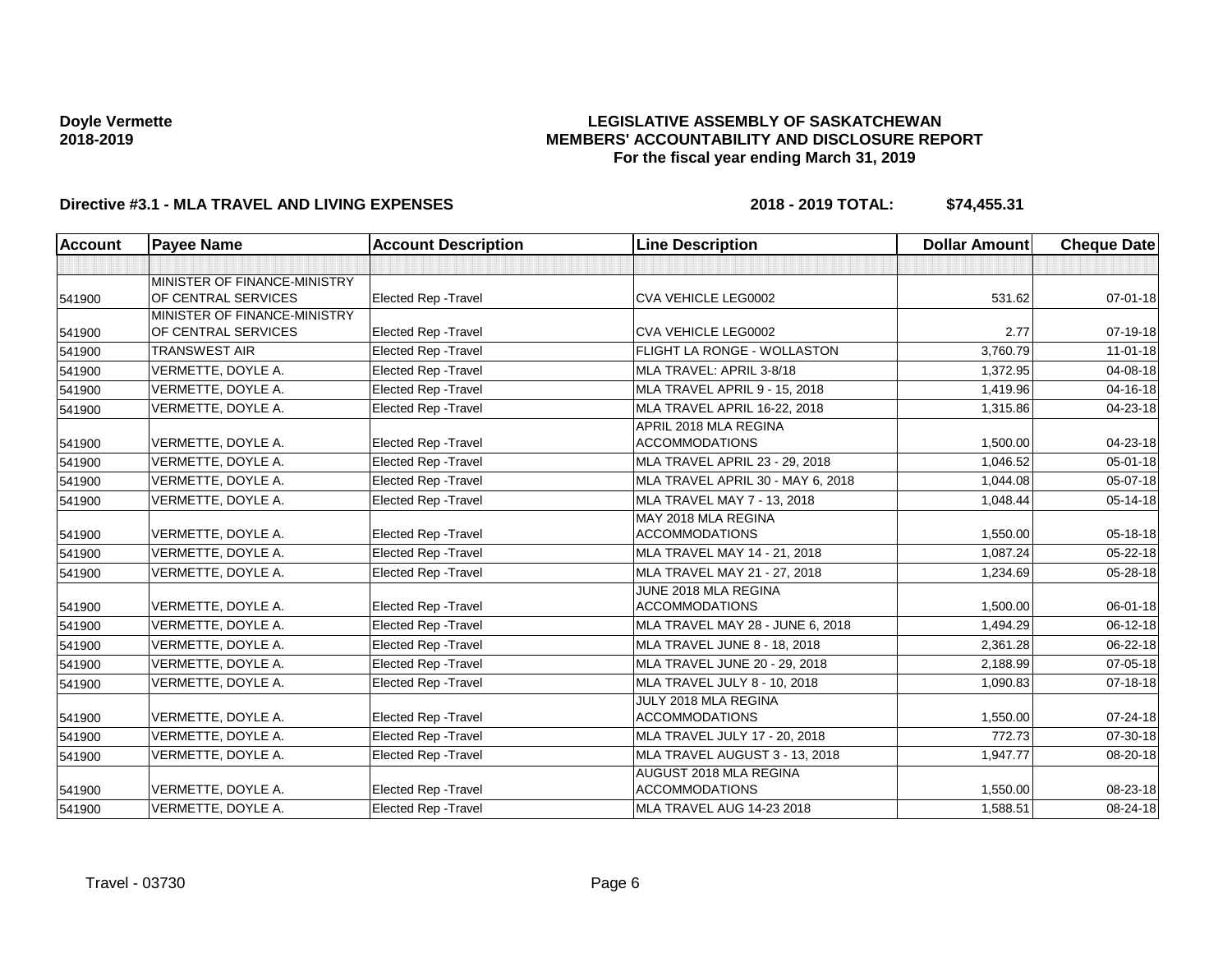**Doyle Vermette**
**2018-2019**

**LEGISLATIVE ASSEMBLY OF SASKATCHEWAN**
**MEMBERS' ACCOUNTABILITY AND DISCLOSURE REPORT**
**For the fiscal year ending March 31, 2019**

**Directive #3.1 - MLA TRAVEL AND LIVING EXPENSES** **2018 - 2019 TOTAL: $74,455.31**

| Account | Payee Name | Account Description | Line Description | Dollar Amount | Cheque Date |
|---|---|---|---|---|---|
| | | | | | |
| 541900 | MINISTER OF FINANCE-MINISTRY OF CENTRAL SERVICES | Elected Rep -Travel | CVA VEHICLE LEG0002 | 531.62 | 07-01-18 |
| 541900 | MINISTER OF FINANCE-MINISTRY OF CENTRAL SERVICES | Elected Rep -Travel | CVA VEHICLE LEG0002 | 2.77 | 07-19-18 |
| 541900 | TRANSWEST AIR | Elected Rep -Travel | FLIGHT LA RONGE - WOLLASTON | 3,760.79 | 11-01-18 |
| 541900 | VERMETTE, DOYLE A. | Elected Rep -Travel | MLA TRAVEL: APRIL 3-8/18 | 1,372.95 | 04-08-18 |
| 541900 | VERMETTE, DOYLE A. | Elected Rep -Travel | MLA TRAVEL APRIL 9 - 15, 2018 | 1,419.96 | 04-16-18 |
| 541900 | VERMETTE, DOYLE A. | Elected Rep -Travel | MLA TRAVEL APRIL 16-22, 2018 | 1,315.86 | 04-23-18 |
| 541900 | VERMETTE, DOYLE A. | Elected Rep -Travel | APRIL 2018 MLA REGINA ACCOMMODATIONS | 1,500.00 | 04-23-18 |
| 541900 | VERMETTE, DOYLE A. | Elected Rep -Travel | MLA TRAVEL APRIL 23 - 29, 2018 | 1,046.52 | 05-01-18 |
| 541900 | VERMETTE, DOYLE A. | Elected Rep -Travel | MLA TRAVEL APRIL 30 - MAY 6, 2018 | 1,044.08 | 05-07-18 |
| 541900 | VERMETTE, DOYLE A. | Elected Rep -Travel | MLA TRAVEL MAY 7 - 13, 2018 | 1,048.44 | 05-14-18 |
| 541900 | VERMETTE, DOYLE A. | Elected Rep -Travel | MAY 2018 MLA REGINA ACCOMMODATIONS | 1,550.00 | 05-18-18 |
| 541900 | VERMETTE, DOYLE A. | Elected Rep -Travel | MLA TRAVEL MAY 14 - 21, 2018 | 1,087.24 | 05-22-18 |
| 541900 | VERMETTE, DOYLE A. | Elected Rep -Travel | MLA TRAVEL MAY 21 - 27, 2018 | 1,234.69 | 05-28-18 |
| 541900 | VERMETTE, DOYLE A. | Elected Rep -Travel | JUNE 2018 MLA REGINA ACCOMMODATIONS | 1,500.00 | 06-01-18 |
| 541900 | VERMETTE, DOYLE A. | Elected Rep -Travel | MLA TRAVEL MAY 28 - JUNE 6, 2018 | 1,494.29 | 06-12-18 |
| 541900 | VERMETTE, DOYLE A. | Elected Rep -Travel | MLA TRAVEL JUNE 8 - 18, 2018 | 2,361.28 | 06-22-18 |
| 541900 | VERMETTE, DOYLE A. | Elected Rep -Travel | MLA TRAVEL JUNE 20 - 29, 2018 | 2,188.99 | 07-05-18 |
| 541900 | VERMETTE, DOYLE A. | Elected Rep -Travel | MLA TRAVEL JULY 8 - 10, 2018 | 1,090.83 | 07-18-18 |
| 541900 | VERMETTE, DOYLE A. | Elected Rep -Travel | JULY 2018 MLA REGINA ACCOMMODATIONS | 1,550.00 | 07-24-18 |
| 541900 | VERMETTE, DOYLE A. | Elected Rep -Travel | MLA TRAVEL JULY 17 - 20, 2018 | 772.73 | 07-30-18 |
| 541900 | VERMETTE, DOYLE A. | Elected Rep -Travel | MLA TRAVEL AUGUST 3 - 13, 2018 | 1,947.77 | 08-20-18 |
| 541900 | VERMETTE, DOYLE A. | Elected Rep -Travel | AUGUST 2018 MLA REGINA ACCOMMODATIONS | 1,550.00 | 08-23-18 |
| 541900 | VERMETTE, DOYLE A. | Elected Rep -Travel | MLA TRAVEL AUG 14-23 2018 | 1,588.51 | 08-24-18 |

Travel - 03730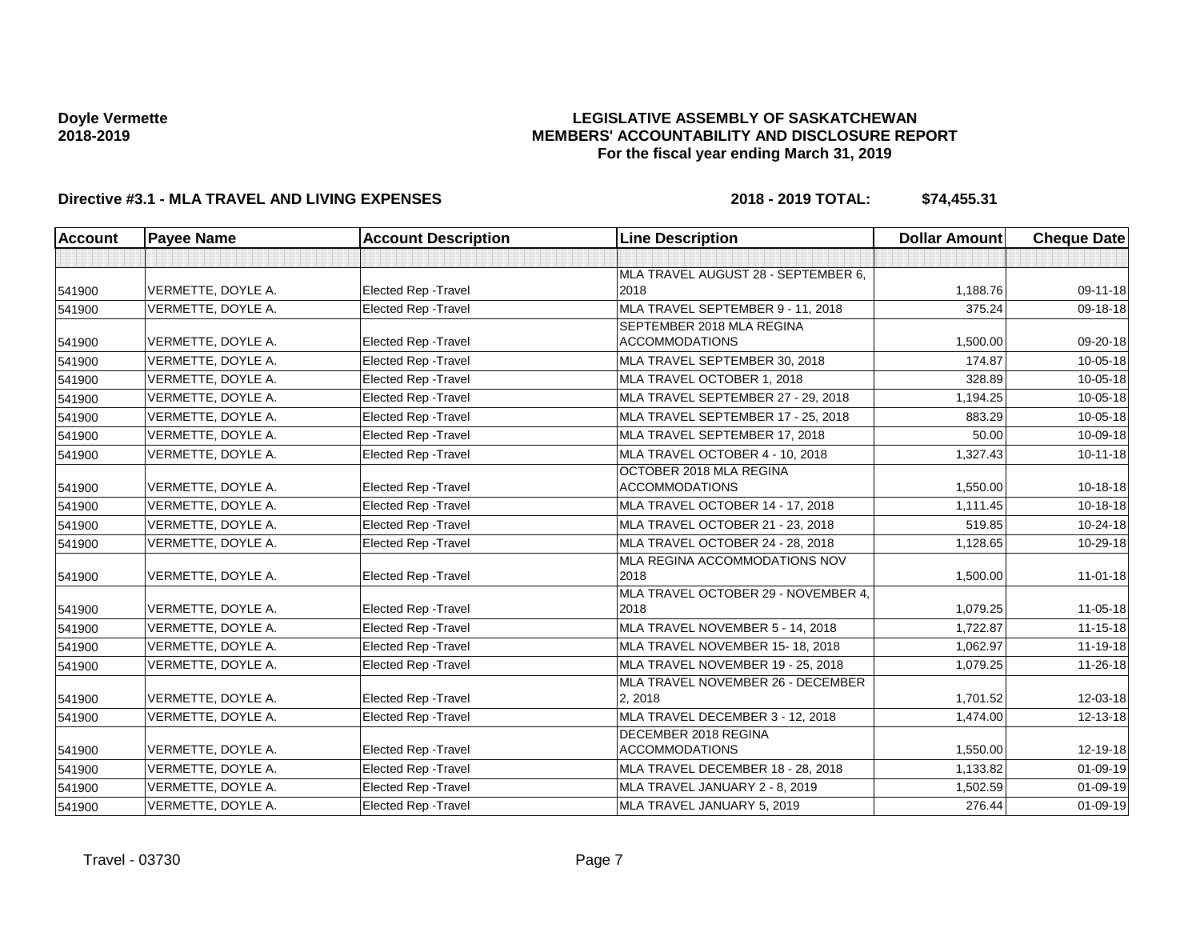**Doyle Vermette**
**2018-2019**

# LEGISLATIVE ASSEMBLY OF SASKATCHEWAN
## MEMBERS' ACCOUNTABILITY AND DISCLOSURE REPORT
### For the fiscal year ending March 31, 2019

**Directive #3.1 - MLA TRAVEL AND LIVING EXPENSES** **2018 - 2019 TOTAL: $74,455.31**

| Account | Payee Name | Account Description | Line Description | Dollar Amount | Cheque Date |
|---|---|---|---|---|---|
| | | | | | |
| 541900 | VERMETTE, DOYLE A. | Elected Rep -Travel | MLA TRAVEL AUGUST 28 - SEPTEMBER 6, 2018 | 1,188.76 | 09-11-18 |
| 541900 | VERMETTE, DOYLE A. | Elected Rep -Travel | MLA TRAVEL SEPTEMBER 9 - 11, 2018 | 375.24 | 09-18-18 |
| 541900 | VERMETTE, DOYLE A. | Elected Rep -Travel | SEPTEMBER 2018 MLA REGINA ACCOMMODATIONS | 1,500.00 | 09-20-18 |
| 541900 | VERMETTE, DOYLE A. | Elected Rep -Travel | MLA TRAVEL SEPTEMBER 30, 2018 | 174.87 | 10-05-18 |
| 541900 | VERMETTE, DOYLE A. | Elected Rep -Travel | MLA TRAVEL OCTOBER 1, 2018 | 328.89 | 10-05-18 |
| 541900 | VERMETTE, DOYLE A. | Elected Rep -Travel | MLA TRAVEL SEPTEMBER 27 - 29, 2018 | 1,194.25 | 10-05-18 |
| 541900 | VERMETTE, DOYLE A. | Elected Rep -Travel | MLA TRAVEL SEPTEMBER 17 - 25, 2018 | 883.29 | 10-05-18 |
| 541900 | VERMETTE, DOYLE A. | Elected Rep -Travel | MLA TRAVEL SEPTEMBER 17, 2018 | 50.00 | 10-09-18 |
| 541900 | VERMETTE, DOYLE A. | Elected Rep -Travel | MLA TRAVEL OCTOBER 4 - 10, 2018 | 1,327.43 | 10-11-18 |
| 541900 | VERMETTE, DOYLE A. | Elected Rep -Travel | OCTOBER 2018 MLA REGINA ACCOMMODATIONS | 1,550.00 | 10-18-18 |
| 541900 | VERMETTE, DOYLE A. | Elected Rep -Travel | MLA TRAVEL OCTOBER 14 - 17, 2018 | 1,111.45 | 10-18-18 |
| 541900 | VERMETTE, DOYLE A. | Elected Rep -Travel | MLA TRAVEL OCTOBER 21 - 23, 2018 | 519.85 | 10-24-18 |
| 541900 | VERMETTE, DOYLE A. | Elected Rep -Travel | MLA TRAVEL OCTOBER 24 - 28, 2018 | 1,128.65 | 10-29-18 |
| 541900 | VERMETTE, DOYLE A. | Elected Rep -Travel | MLA REGINA ACCOMMODATIONS NOV 2018 | 1,500.00 | 11-01-18 |
| 541900 | VERMETTE, DOYLE A. | Elected Rep -Travel | MLA TRAVEL OCTOBER 29 - NOVEMBER 4, 2018 | 1,079.25 | 11-05-18 |
| 541900 | VERMETTE, DOYLE A. | Elected Rep -Travel | MLA TRAVEL NOVEMBER 5 - 14, 2018 | 1,722.87 | 11-15-18 |
| 541900 | VERMETTE, DOYLE A. | Elected Rep -Travel | MLA TRAVEL NOVEMBER 15- 18, 2018 | 1,062.97 | 11-19-18 |
| 541900 | VERMETTE, DOYLE A. | Elected Rep -Travel | MLA TRAVEL NOVEMBER 19 - 25, 2018 | 1,079.25 | 11-26-18 |
| 541900 | VERMETTE, DOYLE A. | Elected Rep -Travel | MLA TRAVEL NOVEMBER 26 - DECEMBER 2, 2018 | 1,701.52 | 12-03-18 |
| 541900 | VERMETTE, DOYLE A. | Elected Rep -Travel | MLA TRAVEL DECEMBER 3 - 12, 2018 | 1,474.00 | 12-13-18 |
| 541900 | VERMETTE, DOYLE A. | Elected Rep -Travel | DECEMBER 2018 REGINA ACCOMMODATIONS | 1,550.00 | 12-19-18 |
| 541900 | VERMETTE, DOYLE A. | Elected Rep -Travel | MLA TRAVEL DECEMBER 18 - 28, 2018 | 1,133.82 | 01-09-19 |
| 541900 | VERMETTE, DOYLE A. | Elected Rep -Travel | MLA TRAVEL JANUARY 2 - 8, 2019 | 1,502.59 | 01-09-19 |
| 541900 | VERMETTE, DOYLE A. | Elected Rep -Travel | MLA TRAVEL JANUARY 5, 2019 | 276.44 | 01-09-19 |

Travel - 03730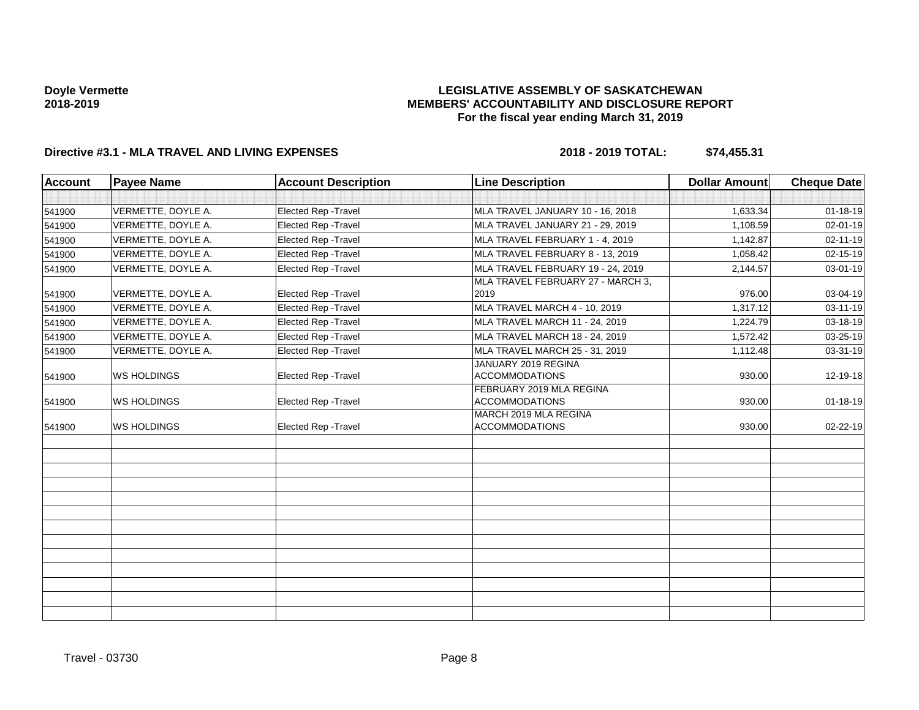**Doyle Vermette**
**2018-2019**

# LEGISLATIVE ASSEMBLY OF SASKATCHEWAN
## MEMBERS' ACCOUNTABILITY AND DISCLOSURE REPORT
### For the fiscal year ending March 31, 2019

**Directive #3.1 - MLA TRAVEL AND LIVING EXPENSES** **2018 - 2019 TOTAL: $74,455.31**

| Account | Payee Name | Account Description | Line Description | Dollar Amount | Cheque Date |
|---|---|---|---|---|---|
| 541900 | VERMETTE, DOYLE A. | Elected Rep -Travel | MLA TRAVEL JANUARY 10 - 16, 2018 | 1,633.34 | 01-18-19 |
| 541900 | VERMETTE, DOYLE A. | Elected Rep -Travel | MLA TRAVEL JANUARY 21 - 29, 2019 | 1,108.59 | 02-01-19 |
| 541900 | VERMETTE, DOYLE A. | Elected Rep -Travel | MLA TRAVEL FEBRUARY 1 - 4, 2019 | 1,142.87 | 02-11-19 |
| 541900 | VERMETTE, DOYLE A. | Elected Rep -Travel | MLA TRAVEL FEBRUARY 8 - 13, 2019 | 1,058.42 | 02-15-19 |
| 541900 | VERMETTE, DOYLE A. | Elected Rep -Travel | MLA TRAVEL FEBRUARY 19 - 24, 2019 | 2,144.57 | 03-01-19 |
| 541900 | VERMETTE, DOYLE A. | Elected Rep -Travel | MLA TRAVEL FEBRUARY 27 - MARCH 3, 2019 | 976.00 | 03-04-19 |
| 541900 | VERMETTE, DOYLE A. | Elected Rep -Travel | MLA TRAVEL MARCH 4 - 10, 2019 | 1,317.12 | 03-11-19 |
| 541900 | VERMETTE, DOYLE A. | Elected Rep -Travel | MLA TRAVEL MARCH 11 - 24, 2019 | 1,224.79 | 03-18-19 |
| 541900 | VERMETTE, DOYLE A. | Elected Rep -Travel | MLA TRAVEL MARCH 18 - 24, 2019 | 1,572.42 | 03-25-19 |
| 541900 | VERMETTE, DOYLE A. | Elected Rep -Travel | MLA TRAVEL MARCH 25 - 31, 2019 | 1,112.48 | 03-31-19 |
| 541900 | WS HOLDINGS | Elected Rep -Travel | JANUARY 2019 REGINA ACCOMMODATIONS | 930.00 | 12-19-18 |
| 541900 | WS HOLDINGS | Elected Rep -Travel | FEBRUARY 2019 MLA REGINA ACCOMMODATIONS | 930.00 | 01-18-19 |
| 541900 | WS HOLDINGS | Elected Rep -Travel | MARCH 2019 MLA REGINA ACCOMMODATIONS | 930.00 | 02-22-19 |

Travel - 03730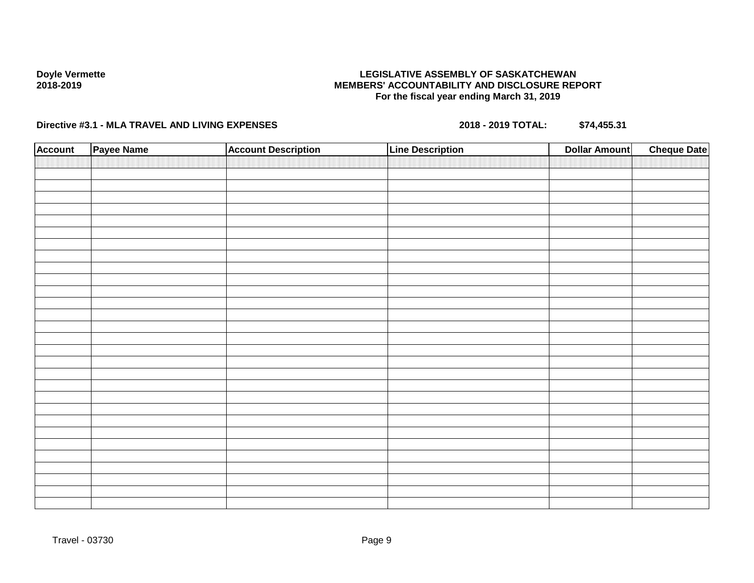**Doyle Vermette**
**2018-2019**

**LEGISLATIVE ASSEMBLY OF SASKATCHEWAN**
**MEMBERS' ACCOUNTABILITY AND DISCLOSURE REPORT**
**For the fiscal year ending March 31, 2019**

**Directive #3.1 - MLA TRAVEL AND LIVING EXPENSES** **2018 - 2019 TOTAL: $74,455.31**

| Account | Payee Name | Account Description | Line Description | Dollar Amount | Cheque Date |
|---|---|---|---|---|---|
| | | | | | |

Travel - 03730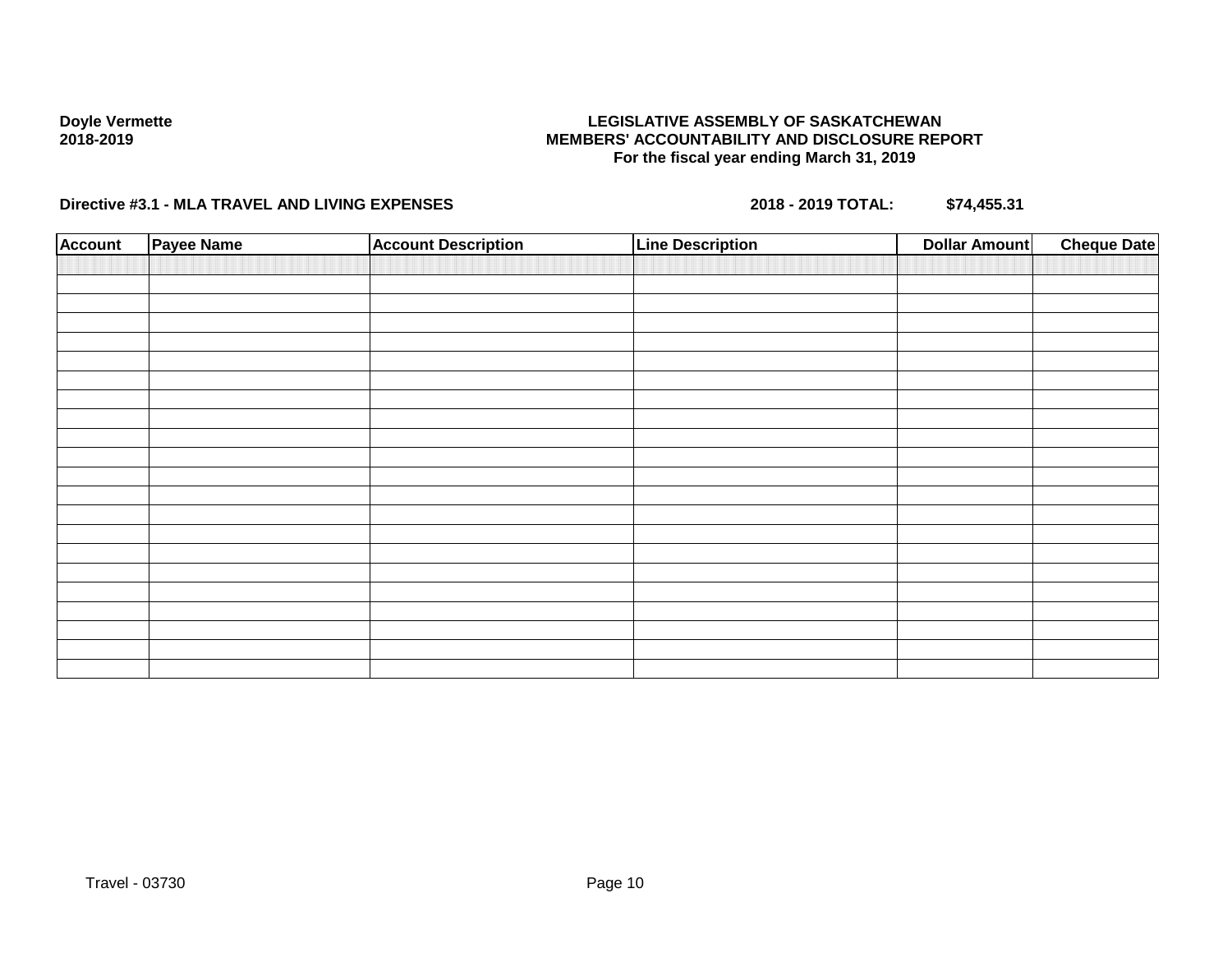**Doyle Vermette**
**2018-2019**

**LEGISLATIVE ASSEMBLY OF SASKATCHEWAN**
**MEMBERS' ACCOUNTABILITY AND DISCLOSURE REPORT**
**For the fiscal year ending March 31, 2019**

**Directive #3.1 - MLA TRAVEL AND LIVING EXPENSES** **2018 - 2019 TOTAL:** **$74,455.31**

| Account | Payee Name | Account Description | Line Description | Dollar Amount | Cheque Date |
|---|---|---|---|---|---|
| | | | | | |
| | | | | | |
| | | | | | |
| | | | | | |
| | | | | | |
| | | | | | |
| | | | | | |
| | | | | | |
| | | | | | |
| | | | | | |
| | | | | | |
| | | | | | |
| | | | | | |
| | | | | | |
| | | | | | |
| | | | | | |
| | | | | | |
| | | | | | |
| | | | | | |
| | | | | | |
| | | | | | |
| | | | | | |

Travel - 03730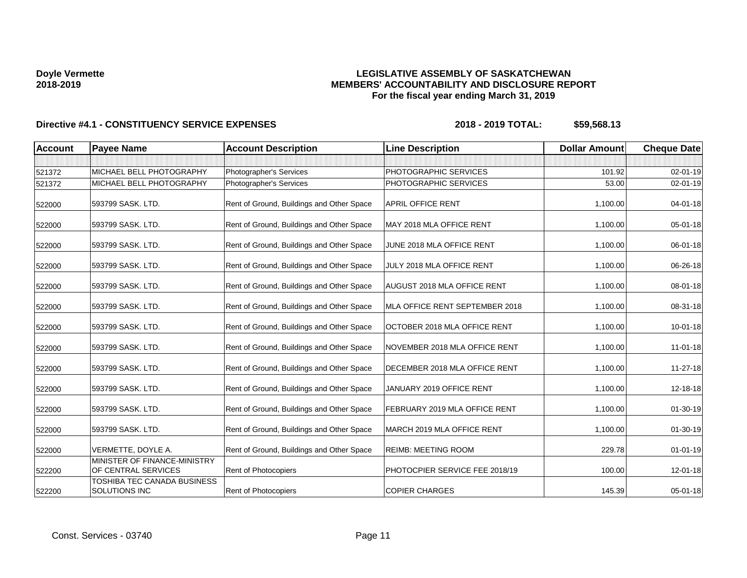**Doyle Vermette**
**2018-2019**

# LEGISLATIVE ASSEMBLY OF SASKATCHEWAN
## MEMBERS' ACCOUNTABILITY AND DISCLOSURE REPORT
### For the fiscal year ending March 31, 2019

**Directive #4.1 - CONSTITUENCY SERVICE EXPENSES** **2018 - 2019 TOTAL: $59,568.13**

| Account | Payee Name | Account Description | Line Description | Dollar Amount | Cheque Date |
|---|---|---|---|---|---|
| | | | | | |
| 521372 | MICHAEL BELL PHOTOGRAPHY | Photographer's Services | PHOTOGRAPHIC SERVICES | 101.92 | 02-01-19 |
| 521372 | MICHAEL BELL PHOTOGRAPHY | Photographer's Services | PHOTOGRAPHIC SERVICES | 53.00 | 02-01-19 |
| 522000 | 593799 SASK. LTD. | Rent of Ground, Buildings and Other Space | APRIL OFFICE RENT | 1,100.00 | 04-01-18 |
| 522000 | 593799 SASK. LTD. | Rent of Ground, Buildings and Other Space | MAY 2018 MLA OFFICE RENT | 1,100.00 | 05-01-18 |
| 522000 | 593799 SASK. LTD. | Rent of Ground, Buildings and Other Space | JUNE 2018 MLA OFFICE RENT | 1,100.00 | 06-01-18 |
| 522000 | 593799 SASK. LTD. | Rent of Ground, Buildings and Other Space | JULY 2018 MLA OFFICE RENT | 1,100.00 | 06-26-18 |
| 522000 | 593799 SASK. LTD. | Rent of Ground, Buildings and Other Space | AUGUST 2018 MLA OFFICE RENT | 1,100.00 | 08-01-18 |
| 522000 | 593799 SASK. LTD. | Rent of Ground, Buildings and Other Space | MLA OFFICE RENT SEPTEMBER 2018 | 1,100.00 | 08-31-18 |
| 522000 | 593799 SASK. LTD. | Rent of Ground, Buildings and Other Space | OCTOBER 2018 MLA OFFICE RENT | 1,100.00 | 10-01-18 |
| 522000 | 593799 SASK. LTD. | Rent of Ground, Buildings and Other Space | NOVEMBER 2018 MLA OFFICE RENT | 1,100.00 | 11-01-18 |
| 522000 | 593799 SASK. LTD. | Rent of Ground, Buildings and Other Space | DECEMBER 2018 MLA OFFICE RENT | 1,100.00 | 11-27-18 |
| 522000 | 593799 SASK. LTD. | Rent of Ground, Buildings and Other Space | JANUARY 2019 OFFICE RENT | 1,100.00 | 12-18-18 |
| 522000 | 593799 SASK. LTD. | Rent of Ground, Buildings and Other Space | FEBRUARY 2019 MLA OFFICE RENT | 1,100.00 | 01-30-19 |
| 522000 | 593799 SASK. LTD. | Rent of Ground, Buildings and Other Space | MARCH 2019 MLA OFFICE RENT | 1,100.00 | 01-30-19 |
| 522000 | VERMETTE, DOYLE A. | Rent of Ground, Buildings and Other Space | REIMB: MEETING ROOM | 229.78 | 01-01-19 |
| 522200 | MINISTER OF FINANCE-MINISTRY OF CENTRAL SERVICES | Rent of Photocopiers | PHOTOCPIER SERVICE FEE 2018/19 | 100.00 | 12-01-18 |
| 522200 | TOSHIBA TEC CANADA BUSINESS SOLUTIONS INC | Rent of Photocopiers | COPIER CHARGES | 145.39 | 05-01-18 |

Const. Services - 03740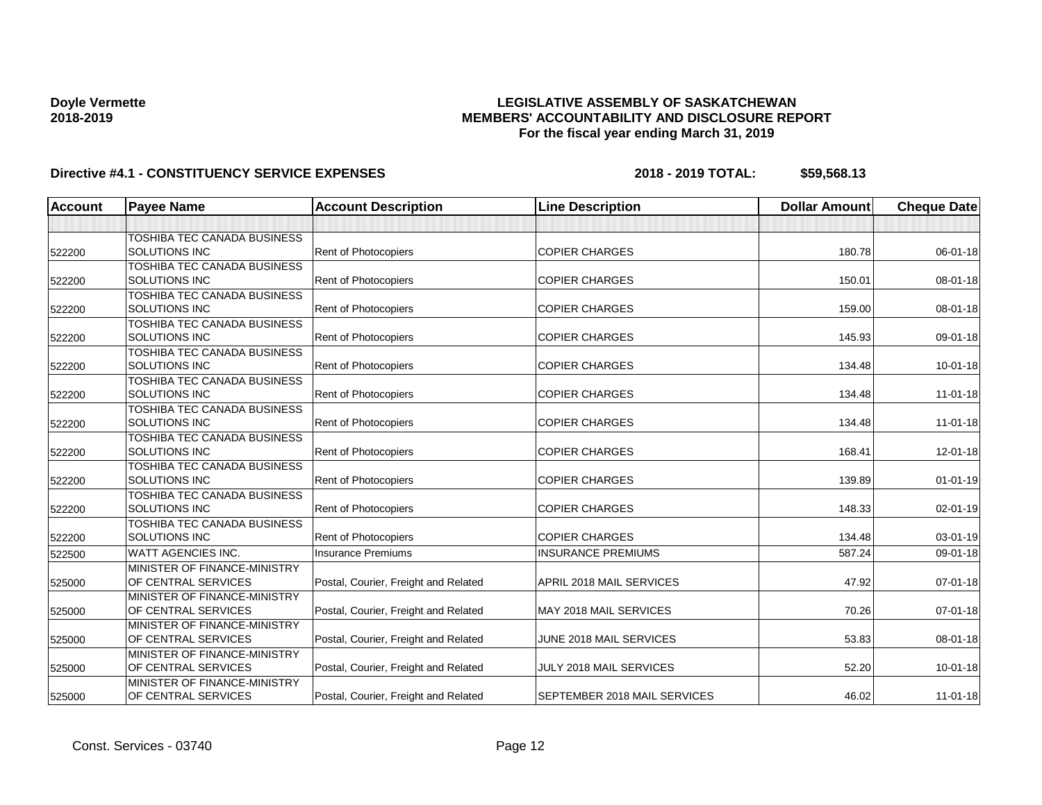**Doyle Vermette**
**2018-2019**

# LEGISLATIVE ASSEMBLY OF SASKATCHEWAN
## MEMBERS' ACCOUNTABILITY AND DISCLOSURE REPORT
### For the fiscal year ending March 31, 2019

**Directive #4.1 - CONSTITUENCY SERVICE EXPENSES** **2018 - 2019 TOTAL: $59,568.13**

| Account | Payee Name | Account Description | Line Description | Dollar Amount | Cheque Date |
|---|---|---|---|---|---|
| | | | | | |
| 522200 | TOSHIBA TEC CANADA BUSINESS SOLUTIONS INC | Rent of Photocopiers | COPIER CHARGES | 180.78 | 06-01-18 |
| 522200 | TOSHIBA TEC CANADA BUSINESS SOLUTIONS INC | Rent of Photocopiers | COPIER CHARGES | 150.01 | 08-01-18 |
| 522200 | TOSHIBA TEC CANADA BUSINESS SOLUTIONS INC | Rent of Photocopiers | COPIER CHARGES | 159.00 | 08-01-18 |
| 522200 | TOSHIBA TEC CANADA BUSINESS SOLUTIONS INC | Rent of Photocopiers | COPIER CHARGES | 145.93 | 09-01-18 |
| 522200 | TOSHIBA TEC CANADA BUSINESS SOLUTIONS INC | Rent of Photocopiers | COPIER CHARGES | 134.48 | 10-01-18 |
| 522200 | TOSHIBA TEC CANADA BUSINESS SOLUTIONS INC | Rent of Photocopiers | COPIER CHARGES | 134.48 | 11-01-18 |
| 522200 | TOSHIBA TEC CANADA BUSINESS SOLUTIONS INC | Rent of Photocopiers | COPIER CHARGES | 134.48 | 11-01-18 |
| 522200 | TOSHIBA TEC CANADA BUSINESS SOLUTIONS INC | Rent of Photocopiers | COPIER CHARGES | 168.41 | 12-01-18 |
| 522200 | TOSHIBA TEC CANADA BUSINESS SOLUTIONS INC | Rent of Photocopiers | COPIER CHARGES | 139.89 | 01-01-19 |
| 522200 | TOSHIBA TEC CANADA BUSINESS SOLUTIONS INC | Rent of Photocopiers | COPIER CHARGES | 148.33 | 02-01-19 |
| 522200 | TOSHIBA TEC CANADA BUSINESS SOLUTIONS INC | Rent of Photocopiers | COPIER CHARGES | 134.48 | 03-01-19 |
| 522500 | WATT AGENCIES INC. | Insurance Premiums | INSURANCE PREMIUMS | 587.24 | 09-01-18 |
| 525000 | MINISTER OF FINANCE-MINISTRY OF CENTRAL SERVICES | Postal, Courier, Freight and Related | APRIL 2018 MAIL SERVICES | 47.92 | 07-01-18 |
| 525000 | MINISTER OF FINANCE-MINISTRY OF CENTRAL SERVICES | Postal, Courier, Freight and Related | MAY 2018 MAIL SERVICES | 70.26 | 07-01-18 |
| 525000 | MINISTER OF FINANCE-MINISTRY OF CENTRAL SERVICES | Postal, Courier, Freight and Related | JUNE 2018 MAIL SERVICES | 53.83 | 08-01-18 |
| 525000 | MINISTER OF FINANCE-MINISTRY OF CENTRAL SERVICES | Postal, Courier, Freight and Related | JULY 2018 MAIL SERVICES | 52.20 | 10-01-18 |
| 525000 | MINISTER OF FINANCE-MINISTRY OF CENTRAL SERVICES | Postal, Courier, Freight and Related | SEPTEMBER 2018 MAIL SERVICES | 46.02 | 11-01-18 |

Const. Services - 03740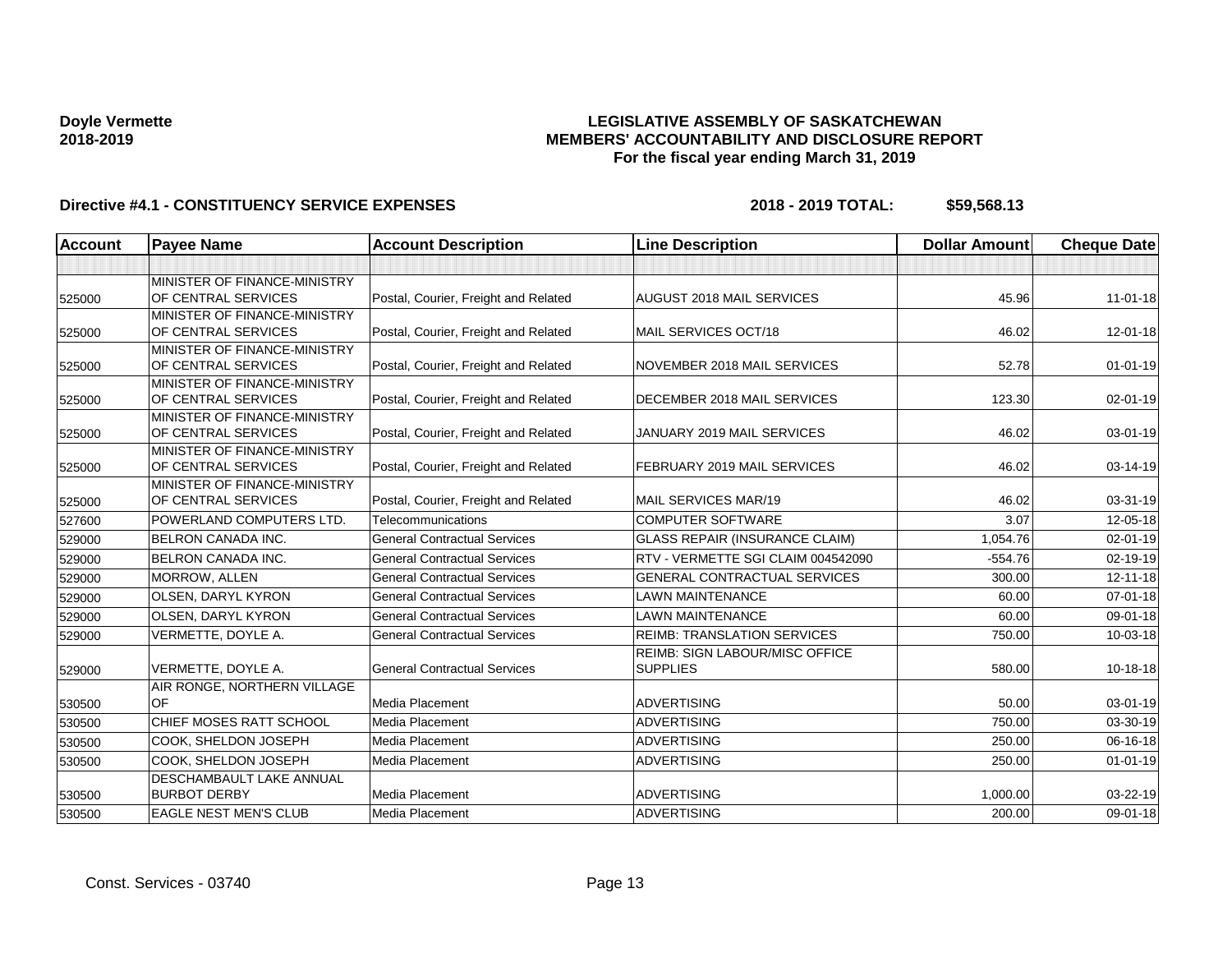**Doyle Vermette**
**2018-2019**

# LEGISLATIVE ASSEMBLY OF SASKATCHEWAN
## MEMBERS' ACCOUNTABILITY AND DISCLOSURE REPORT
### For the fiscal year ending March 31, 2019

**Directive #4.1 - CONSTITUENCY SERVICE EXPENSES** **2018 - 2019 TOTAL: $59,568.13**

| Account | Payee Name | Account Description | Line Description | Dollar Amount | Cheque Date |
|---|---|---|---|---|---|
| | | | | | |
| 525000 | MINISTER OF FINANCE-MINISTRY OF CENTRAL SERVICES | Postal, Courier, Freight and Related | AUGUST 2018 MAIL SERVICES | 45.96 | 11-01-18 |
| 525000 | MINISTER OF FINANCE-MINISTRY OF CENTRAL SERVICES | Postal, Courier, Freight and Related | MAIL SERVICES OCT/18 | 46.02 | 12-01-18 |
| 525000 | MINISTER OF FINANCE-MINISTRY OF CENTRAL SERVICES | Postal, Courier, Freight and Related | NOVEMBER 2018 MAIL SERVICES | 52.78 | 01-01-19 |
| 525000 | MINISTER OF FINANCE-MINISTRY OF CENTRAL SERVICES | Postal, Courier, Freight and Related | DECEMBER 2018 MAIL SERVICES | 123.30 | 02-01-19 |
| 525000 | MINISTER OF FINANCE-MINISTRY OF CENTRAL SERVICES | Postal, Courier, Freight and Related | JANUARY 2019 MAIL SERVICES | 46.02 | 03-01-19 |
| 525000 | MINISTER OF FINANCE-MINISTRY OF CENTRAL SERVICES | Postal, Courier, Freight and Related | FEBRUARY 2019 MAIL SERVICES | 46.02 | 03-14-19 |
| 525000 | MINISTER OF FINANCE-MINISTRY OF CENTRAL SERVICES | Postal, Courier, Freight and Related | MAIL SERVICES MAR/19 | 46.02 | 03-31-19 |
| 527600 | POWERLAND COMPUTERS LTD. | Telecommunications | COMPUTER SOFTWARE | 3.07 | 12-05-18 |
| 529000 | BELRON CANADA INC. | General Contractual Services | GLASS REPAIR (INSURANCE CLAIM) | 1,054.76 | 02-01-19 |
| 529000 | BELRON CANADA INC. | General Contractual Services | RTV - VERMETTE SGI CLAIM 004542090 | -554.76 | 02-19-19 |
| 529000 | MORROW, ALLEN | General Contractual Services | GENERAL CONTRACTUAL SERVICES | 300.00 | 12-11-18 |
| 529000 | OLSEN, DARYL KYRON | General Contractual Services | LAWN MAINTENANCE | 60.00 | 07-01-18 |
| 529000 | OLSEN, DARYL KYRON | General Contractual Services | LAWN MAINTENANCE | 60.00 | 09-01-18 |
| 529000 | VERMETTE, DOYLE A. | General Contractual Services | REIMB: TRANSLATION SERVICES | 750.00 | 10-03-18 |
| 529000 | VERMETTE, DOYLE A. | General Contractual Services | REIMB: SIGN LABOUR/MISC OFFICE SUPPLIES | 580.00 | 10-18-18 |
| 530500 | AIR RONGE, NORTHERN VILLAGE OF | Media Placement | ADVERTISING | 50.00 | 03-01-19 |
| 530500 | CHIEF MOSES RATT SCHOOL | Media Placement | ADVERTISING | 750.00 | 03-30-19 |
| 530500 | COOK, SHELDON JOSEPH | Media Placement | ADVERTISING | 250.00 | 06-16-18 |
| 530500 | COOK, SHELDON JOSEPH | Media Placement | ADVERTISING | 250.00 | 01-01-19 |
| 530500 | DESCHAMBAULT LAKE ANNUAL BURBOT DERBY | Media Placement | ADVERTISING | 1,000.00 | 03-22-19 |
| 530500 | EAGLE NEST MEN'S CLUB | Media Placement | ADVERTISING | 200.00 | 09-01-18 |

Const. Services - 03740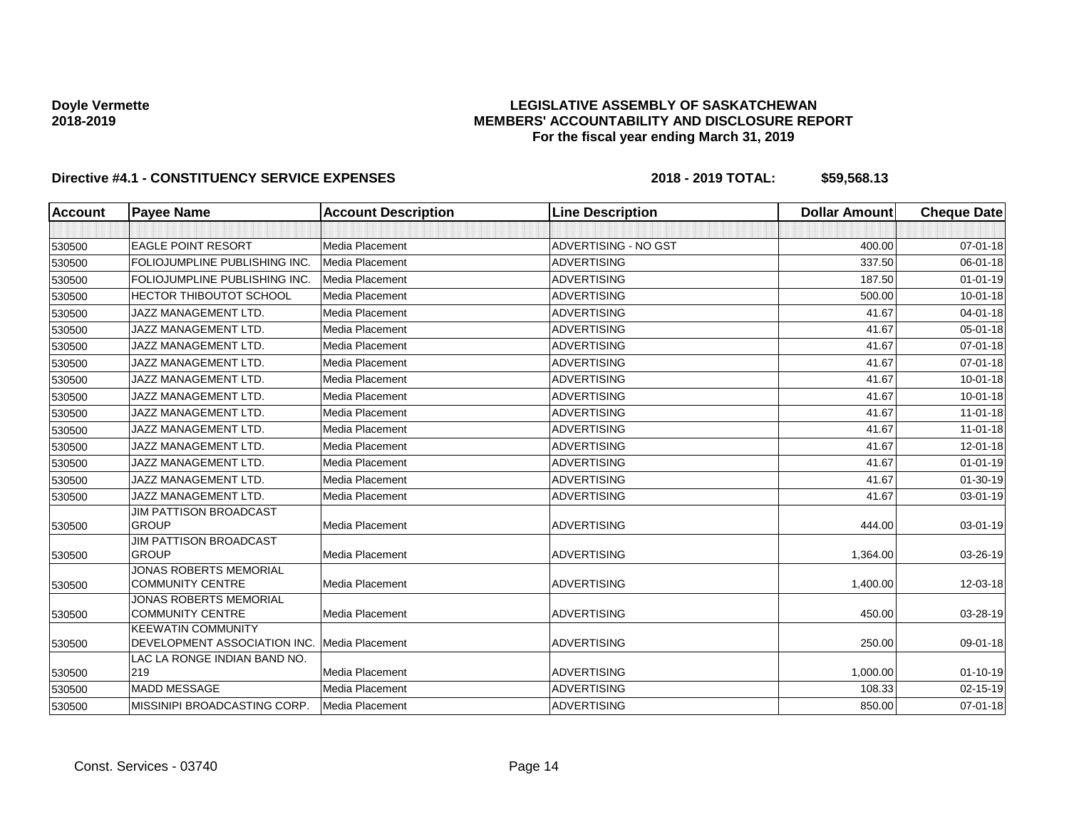**Doyle Vermette**
**2018-2019**

# LEGISLATIVE ASSEMBLY OF SASKATCHEWAN
## MEMBERS' ACCOUNTABILITY AND DISCLOSURE REPORT
### For the fiscal year ending March 31, 2019

**Directive #4.1 - CONSTITUENCY SERVICE EXPENSES** **2018 - 2019 TOTAL: $59,568.13**

| Account | Payee Name | Account Description | Line Description | Dollar Amount | Cheque Date |
|---|---|---|---|---|---|
| | | | | | |
| 530500 | EAGLE POINT RESORT | Media Placement | ADVERTISING - NO GST | 400.00 | 07-01-18 |
| 530500 | FOLIOJUMPLINE PUBLISHING INC. | Media Placement | ADVERTISING | 337.50 | 06-01-18 |
| 530500 | FOLIOJUMPLINE PUBLISHING INC. | Media Placement | ADVERTISING | 187.50 | 01-01-19 |
| 530500 | HECTOR THIBOUTOT SCHOOL | Media Placement | ADVERTISING | 500.00 | 10-01-18 |
| 530500 | JAZZ MANAGEMENT LTD. | Media Placement | ADVERTISING | 41.67 | 04-01-18 |
| 530500 | JAZZ MANAGEMENT LTD. | Media Placement | ADVERTISING | 41.67 | 05-01-18 |
| 530500 | JAZZ MANAGEMENT LTD. | Media Placement | ADVERTISING | 41.67 | 07-01-18 |
| 530500 | JAZZ MANAGEMENT LTD. | Media Placement | ADVERTISING | 41.67 | 07-01-18 |
| 530500 | JAZZ MANAGEMENT LTD. | Media Placement | ADVERTISING | 41.67 | 10-01-18 |
| 530500 | JAZZ MANAGEMENT LTD. | Media Placement | ADVERTISING | 41.67 | 10-01-18 |
| 530500 | JAZZ MANAGEMENT LTD. | Media Placement | ADVERTISING | 41.67 | 11-01-18 |
| 530500 | JAZZ MANAGEMENT LTD. | Media Placement | ADVERTISING | 41.67 | 11-01-18 |
| 530500 | JAZZ MANAGEMENT LTD. | Media Placement | ADVERTISING | 41.67 | 12-01-18 |
| 530500 | JAZZ MANAGEMENT LTD. | Media Placement | ADVERTISING | 41.67 | 01-01-19 |
| 530500 | JAZZ MANAGEMENT LTD. | Media Placement | ADVERTISING | 41.67 | 01-30-19 |
| 530500 | JAZZ MANAGEMENT LTD. | Media Placement | ADVERTISING | 41.67 | 03-01-19 |
| 530500 | JIM PATTISON BROADCAST GROUP | Media Placement | ADVERTISING | 444.00 | 03-01-19 |
| 530500 | JIM PATTISON BROADCAST GROUP | Media Placement | ADVERTISING | 1,364.00 | 03-26-19 |
| 530500 | JONAS ROBERTS MEMORIAL COMMUNITY CENTRE | Media Placement | ADVERTISING | 1,400.00 | 12-03-18 |
| 530500 | JONAS ROBERTS MEMORIAL COMMUNITY CENTRE | Media Placement | ADVERTISING | 450.00 | 03-28-19 |
| 530500 | KEEWATIN COMMUNITY DEVELOPMENT ASSOCIATION INC. | Media Placement | ADVERTISING | 250.00 | 09-01-18 |
| 530500 | LAC LA RONGE INDIAN BAND NO. 219 | Media Placement | ADVERTISING | 1,000.00 | 01-10-19 |
| 530500 | MADD MESSAGE | Media Placement | ADVERTISING | 108.33 | 02-15-19 |
| 530500 | MISSINIPI BROADCASTING CORP. | Media Placement | ADVERTISING | 850.00 | 07-01-18 |

Const. Services - 03740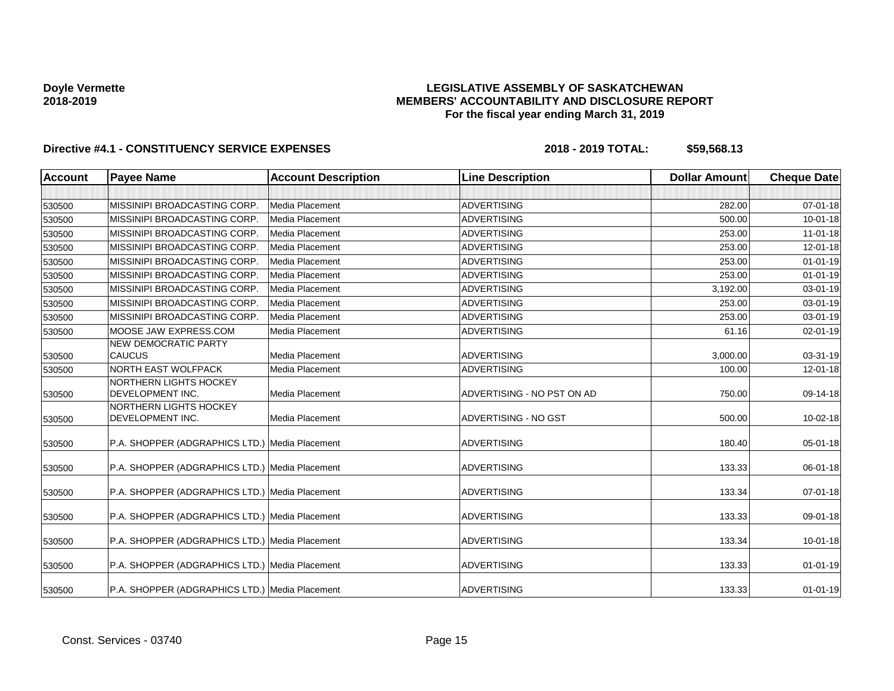**Doyle Vermette**
**2018-2019**

# LEGISLATIVE ASSEMBLY OF SASKATCHEWAN
## MEMBERS' ACCOUNTABILITY AND DISCLOSURE REPORT
### For the fiscal year ending March 31, 2019

**Directive #4.1 - CONSTITUENCY SERVICE EXPENSES** **2018 - 2019 TOTAL: $59,568.13**

| Account | Payee Name | Account Description | Line Description | Dollar Amount | Cheque Date |
|---|---|---|---|---|---|
| | | | | | |
| 530500 | MISSINIPI BROADCASTING CORP. | Media Placement | ADVERTISING | 282.00 | 07-01-18 |
| 530500 | MISSINIPI BROADCASTING CORP. | Media Placement | ADVERTISING | 500.00 | 10-01-18 |
| 530500 | MISSINIPI BROADCASTING CORP. | Media Placement | ADVERTISING | 253.00 | 11-01-18 |
| 530500 | MISSINIPI BROADCASTING CORP. | Media Placement | ADVERTISING | 253.00 | 12-01-18 |
| 530500 | MISSINIPI BROADCASTING CORP. | Media Placement | ADVERTISING | 253.00 | 01-01-19 |
| 530500 | MISSINIPI BROADCASTING CORP. | Media Placement | ADVERTISING | 253.00 | 01-01-19 |
| 530500 | MISSINIPI BROADCASTING CORP. | Media Placement | ADVERTISING | 3,192.00 | 03-01-19 |
| 530500 | MISSINIPI BROADCASTING CORP. | Media Placement | ADVERTISING | 253.00 | 03-01-19 |
| 530500 | MISSINIPI BROADCASTING CORP. | Media Placement | ADVERTISING | 253.00 | 03-01-19 |
| 530500 | MOOSE JAW EXPRESS.COM | Media Placement | ADVERTISING | 61.16 | 02-01-19 |
| 530500 | NEW DEMOCRATIC PARTY CAUCUS | Media Placement | ADVERTISING | 3,000.00 | 03-31-19 |
| 530500 | NORTH EAST WOLFPACK | Media Placement | ADVERTISING | 100.00 | 12-01-18 |
| 530500 | NORTHERN LIGHTS HOCKEY DEVELOPMENT INC. | Media Placement | ADVERTISING - NO PST ON AD | 750.00 | 09-14-18 |
| 530500 | NORTHERN LIGHTS HOCKEY DEVELOPMENT INC. | Media Placement | ADVERTISING - NO GST | 500.00 | 10-02-18 |
| 530500 | P.A. SHOPPER (ADGRAPHICS LTD.) | Media Placement | ADVERTISING | 180.40 | 05-01-18 |
| 530500 | P.A. SHOPPER (ADGRAPHICS LTD.) | Media Placement | ADVERTISING | 133.33 | 06-01-18 |
| 530500 | P.A. SHOPPER (ADGRAPHICS LTD.) | Media Placement | ADVERTISING | 133.34 | 07-01-18 |
| 530500 | P.A. SHOPPER (ADGRAPHICS LTD.) | Media Placement | ADVERTISING | 133.33 | 09-01-18 |
| 530500 | P.A. SHOPPER (ADGRAPHICS LTD.) | Media Placement | ADVERTISING | 133.34 | 10-01-18 |
| 530500 | P.A. SHOPPER (ADGRAPHICS LTD.) | Media Placement | ADVERTISING | 133.33 | 01-01-19 |
| 530500 | P.A. SHOPPER (ADGRAPHICS LTD.) | Media Placement | ADVERTISING | 133.33 | 01-01-19 |

Const. Services - 03740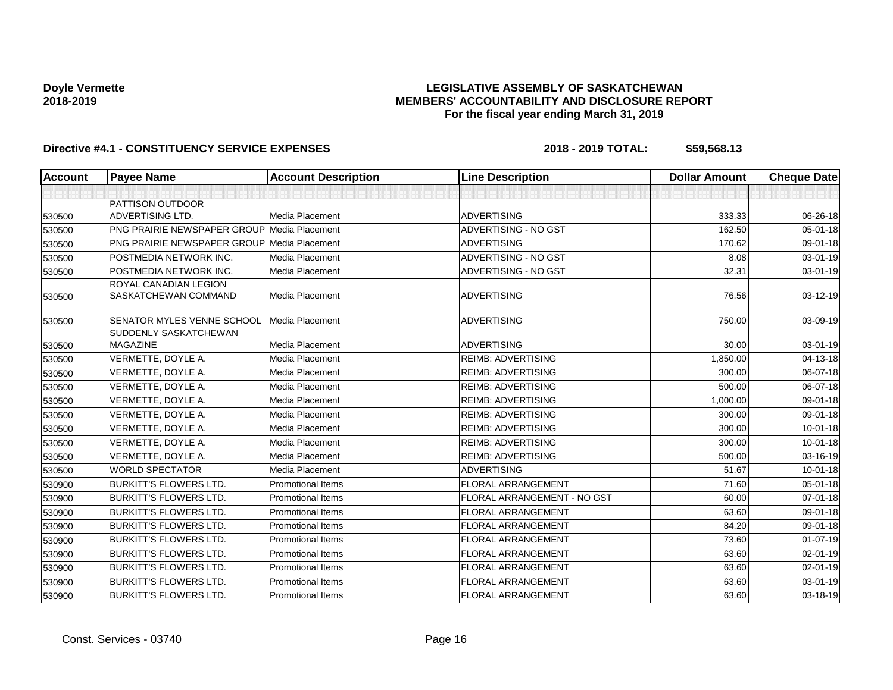**Doyle Vermette**
**2018-2019**

**LEGISLATIVE ASSEMBLY OF SASKATCHEWAN**
**MEMBERS' ACCOUNTABILITY AND DISCLOSURE REPORT**
**For the fiscal year ending March 31, 2019**

**Directive #4.1 - CONSTITUENCY SERVICE EXPENSES** **2018 - 2019 TOTAL: $59,568.13**

| Account | Payee Name | Account Description | Line Description | Dollar Amount | Cheque Date |
|---|---|---|---|---|---|
| | | | | | |
| 530500 | PATTISON OUTDOOR ADVERTISING LTD. | Media Placement | ADVERTISING | 333.33 | 06-26-18 |
| 530500 | PNG PRAIRIE NEWSPAPER GROUP | Media Placement | ADVERTISING - NO GST | 162.50 | 05-01-18 |
| 530500 | PNG PRAIRIE NEWSPAPER GROUP | Media Placement | ADVERTISING | 170.62 | 09-01-18 |
| 530500 | POSTMEDIA NETWORK INC. | Media Placement | ADVERTISING - NO GST | 8.08 | 03-01-19 |
| 530500 | POSTMEDIA NETWORK INC. | Media Placement | ADVERTISING - NO GST | 32.31 | 03-01-19 |
| 530500 | ROYAL CANADIAN LEGION SASKATCHEWAN COMMAND | Media Placement | ADVERTISING | 76.56 | 03-12-19 |
| 530500 | SENATOR MYLES VENNE SCHOOL | Media Placement | ADVERTISING | 750.00 | 03-09-19 |
| 530500 | SUDDENLY SASKATCHEWAN MAGAZINE | Media Placement | ADVERTISING | 30.00 | 03-01-19 |
| 530500 | VERMETTE, DOYLE A. | Media Placement | REIMB: ADVERTISING | 1,850.00 | 04-13-18 |
| 530500 | VERMETTE, DOYLE A. | Media Placement | REIMB: ADVERTISING | 300.00 | 06-07-18 |
| 530500 | VERMETTE, DOYLE A. | Media Placement | REIMB: ADVERTISING | 500.00 | 06-07-18 |
| 530500 | VERMETTE, DOYLE A. | Media Placement | REIMB: ADVERTISING | 1,000.00 | 09-01-18 |
| 530500 | VERMETTE, DOYLE A. | Media Placement | REIMB: ADVERTISING | 300.00 | 09-01-18 |
| 530500 | VERMETTE, DOYLE A. | Media Placement | REIMB: ADVERTISING | 300.00 | 10-01-18 |
| 530500 | VERMETTE, DOYLE A. | Media Placement | REIMB: ADVERTISING | 300.00 | 10-01-18 |
| 530500 | VERMETTE, DOYLE A. | Media Placement | REIMB: ADVERTISING | 500.00 | 03-16-19 |
| 530500 | WORLD SPECTATOR | Media Placement | ADVERTISING | 51.67 | 10-01-18 |
| 530900 | BURKITT'S FLOWERS LTD. | Promotional Items | FLORAL ARRANGEMENT | 71.60 | 05-01-18 |
| 530900 | BURKITT'S FLOWERS LTD. | Promotional Items | FLORAL ARRANGEMENT - NO GST | 60.00 | 07-01-18 |
| 530900 | BURKITT'S FLOWERS LTD. | Promotional Items | FLORAL ARRANGEMENT | 63.60 | 09-01-18 |
| 530900 | BURKITT'S FLOWERS LTD. | Promotional Items | FLORAL ARRANGEMENT | 84.20 | 09-01-18 |
| 530900 | BURKITT'S FLOWERS LTD. | Promotional Items | FLORAL ARRANGEMENT | 73.60 | 01-07-19 |
| 530900 | BURKITT'S FLOWERS LTD. | Promotional Items | FLORAL ARRANGEMENT | 63.60 | 02-01-19 |
| 530900 | BURKITT'S FLOWERS LTD. | Promotional Items | FLORAL ARRANGEMENT | 63.60 | 02-01-19 |
| 530900 | BURKITT'S FLOWERS LTD. | Promotional Items | FLORAL ARRANGEMENT | 63.60 | 03-01-19 |
| 530900 | BURKITT'S FLOWERS LTD. | Promotional Items | FLORAL ARRANGEMENT | 63.60 | 03-18-19 |

Const. Services - 03740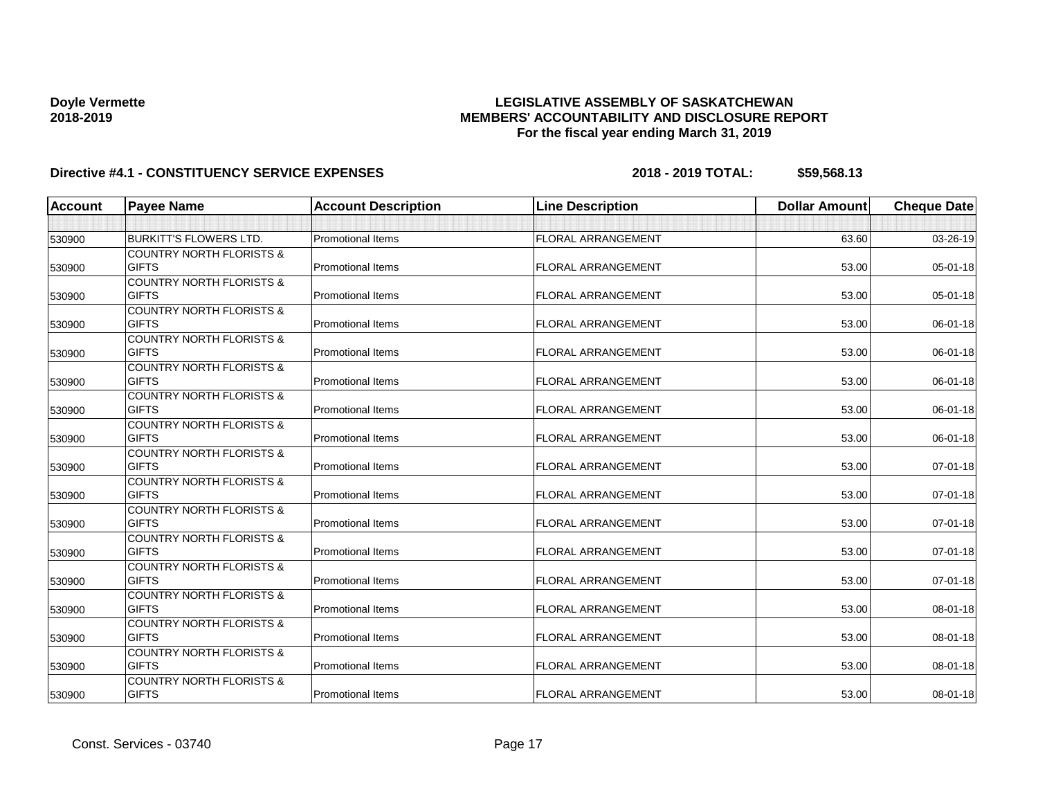**Doyle Vermette**
**2018-2019**

# LEGISLATIVE ASSEMBLY OF SASKATCHEWAN
## MEMBERS' ACCOUNTABILITY AND DISCLOSURE REPORT
### For the fiscal year ending March 31, 2019

**Directive #4.1 - CONSTITUENCY SERVICE EXPENSES** **2018 - 2019 TOTAL: $59,568.13**

| Account | Payee Name | Account Description | Line Description | Dollar Amount | Cheque Date |
|---|---|---|---|---|---|
| | | | | | |
| 530900 | BURKITT'S FLOWERS LTD. | Promotional Items | FLORAL ARRANGEMENT | 63.60 | 03-26-19 |
| 530900 | COUNTRY NORTH FLORISTS & GIFTS | Promotional Items | FLORAL ARRANGEMENT | 53.00 | 05-01-18 |
| 530900 | COUNTRY NORTH FLORISTS & GIFTS | Promotional Items | FLORAL ARRANGEMENT | 53.00 | 05-01-18 |
| 530900 | COUNTRY NORTH FLORISTS & GIFTS | Promotional Items | FLORAL ARRANGEMENT | 53.00 | 06-01-18 |
| 530900 | COUNTRY NORTH FLORISTS & GIFTS | Promotional Items | FLORAL ARRANGEMENT | 53.00 | 06-01-18 |
| 530900 | COUNTRY NORTH FLORISTS & GIFTS | Promotional Items | FLORAL ARRANGEMENT | 53.00 | 06-01-18 |
| 530900 | COUNTRY NORTH FLORISTS & GIFTS | Promotional Items | FLORAL ARRANGEMENT | 53.00 | 06-01-18 |
| 530900 | COUNTRY NORTH FLORISTS & GIFTS | Promotional Items | FLORAL ARRANGEMENT | 53.00 | 06-01-18 |
| 530900 | COUNTRY NORTH FLORISTS & GIFTS | Promotional Items | FLORAL ARRANGEMENT | 53.00 | 07-01-18 |
| 530900 | COUNTRY NORTH FLORISTS & GIFTS | Promotional Items | FLORAL ARRANGEMENT | 53.00 | 07-01-18 |
| 530900 | COUNTRY NORTH FLORISTS & GIFTS | Promotional Items | FLORAL ARRANGEMENT | 53.00 | 07-01-18 |
| 530900 | COUNTRY NORTH FLORISTS & GIFTS | Promotional Items | FLORAL ARRANGEMENT | 53.00 | 07-01-18 |
| 530900 | COUNTRY NORTH FLORISTS & GIFTS | Promotional Items | FLORAL ARRANGEMENT | 53.00 | 07-01-18 |
| 530900 | COUNTRY NORTH FLORISTS & GIFTS | Promotional Items | FLORAL ARRANGEMENT | 53.00 | 08-01-18 |
| 530900 | COUNTRY NORTH FLORISTS & GIFTS | Promotional Items | FLORAL ARRANGEMENT | 53.00 | 08-01-18 |
| 530900 | COUNTRY NORTH FLORISTS & GIFTS | Promotional Items | FLORAL ARRANGEMENT | 53.00 | 08-01-18 |
| 530900 | COUNTRY NORTH FLORISTS & GIFTS | Promotional Items | FLORAL ARRANGEMENT | 53.00 | 08-01-18 |

Const. Services - 03740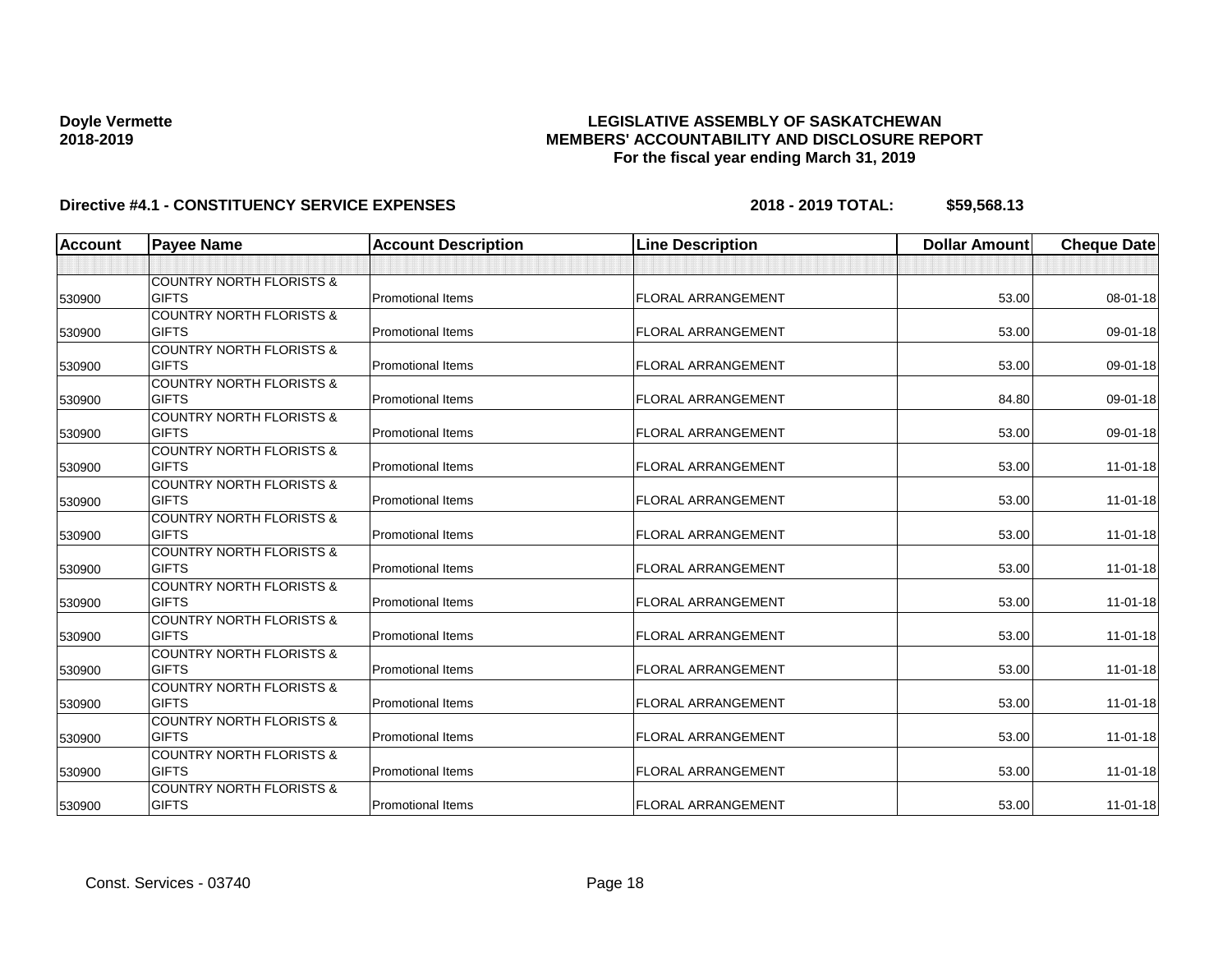**Doyle Vermette**
**2018-2019**

# LEGISLATIVE ASSEMBLY OF SASKATCHEWAN
## MEMBERS' ACCOUNTABILITY AND DISCLOSURE REPORT
### For the fiscal year ending March 31, 2019

**Directive #4.1 - CONSTITUENCY SERVICE EXPENSES** **2018 - 2019 TOTAL: $59,568.13**

| Account | Payee Name | Account Description | Line Description | Dollar Amount | Cheque Date |
|---|---|---|---|---|---|
| | | | | | |
| 530900 | COUNTRY NORTH FLORISTS & GIFTS | Promotional Items | FLORAL ARRANGEMENT | 53.00 | 08-01-18 |
| 530900 | COUNTRY NORTH FLORISTS & GIFTS | Promotional Items | FLORAL ARRANGEMENT | 53.00 | 09-01-18 |
| 530900 | COUNTRY NORTH FLORISTS & GIFTS | Promotional Items | FLORAL ARRANGEMENT | 53.00 | 09-01-18 |
| 530900 | COUNTRY NORTH FLORISTS & GIFTS | Promotional Items | FLORAL ARRANGEMENT | 84.80 | 09-01-18 |
| 530900 | COUNTRY NORTH FLORISTS & GIFTS | Promotional Items | FLORAL ARRANGEMENT | 53.00 | 09-01-18 |
| 530900 | COUNTRY NORTH FLORISTS & GIFTS | Promotional Items | FLORAL ARRANGEMENT | 53.00 | 11-01-18 |
| 530900 | COUNTRY NORTH FLORISTS & GIFTS | Promotional Items | FLORAL ARRANGEMENT | 53.00 | 11-01-18 |
| 530900 | COUNTRY NORTH FLORISTS & GIFTS | Promotional Items | FLORAL ARRANGEMENT | 53.00 | 11-01-18 |
| 530900 | COUNTRY NORTH FLORISTS & GIFTS | Promotional Items | FLORAL ARRANGEMENT | 53.00 | 11-01-18 |
| 530900 | COUNTRY NORTH FLORISTS & GIFTS | Promotional Items | FLORAL ARRANGEMENT | 53.00 | 11-01-18 |
| 530900 | COUNTRY NORTH FLORISTS & GIFTS | Promotional Items | FLORAL ARRANGEMENT | 53.00 | 11-01-18 |
| 530900 | COUNTRY NORTH FLORISTS & GIFTS | Promotional Items | FLORAL ARRANGEMENT | 53.00 | 11-01-18 |
| 530900 | COUNTRY NORTH FLORISTS & GIFTS | Promotional Items | FLORAL ARRANGEMENT | 53.00 | 11-01-18 |
| 530900 | COUNTRY NORTH FLORISTS & GIFTS | Promotional Items | FLORAL ARRANGEMENT | 53.00 | 11-01-18 |
| 530900 | COUNTRY NORTH FLORISTS & GIFTS | Promotional Items | FLORAL ARRANGEMENT | 53.00 | 11-01-18 |
| 530900 | COUNTRY NORTH FLORISTS & GIFTS | Promotional Items | FLORAL ARRANGEMENT | 53.00 | 11-01-18 |

Const. Services - 03740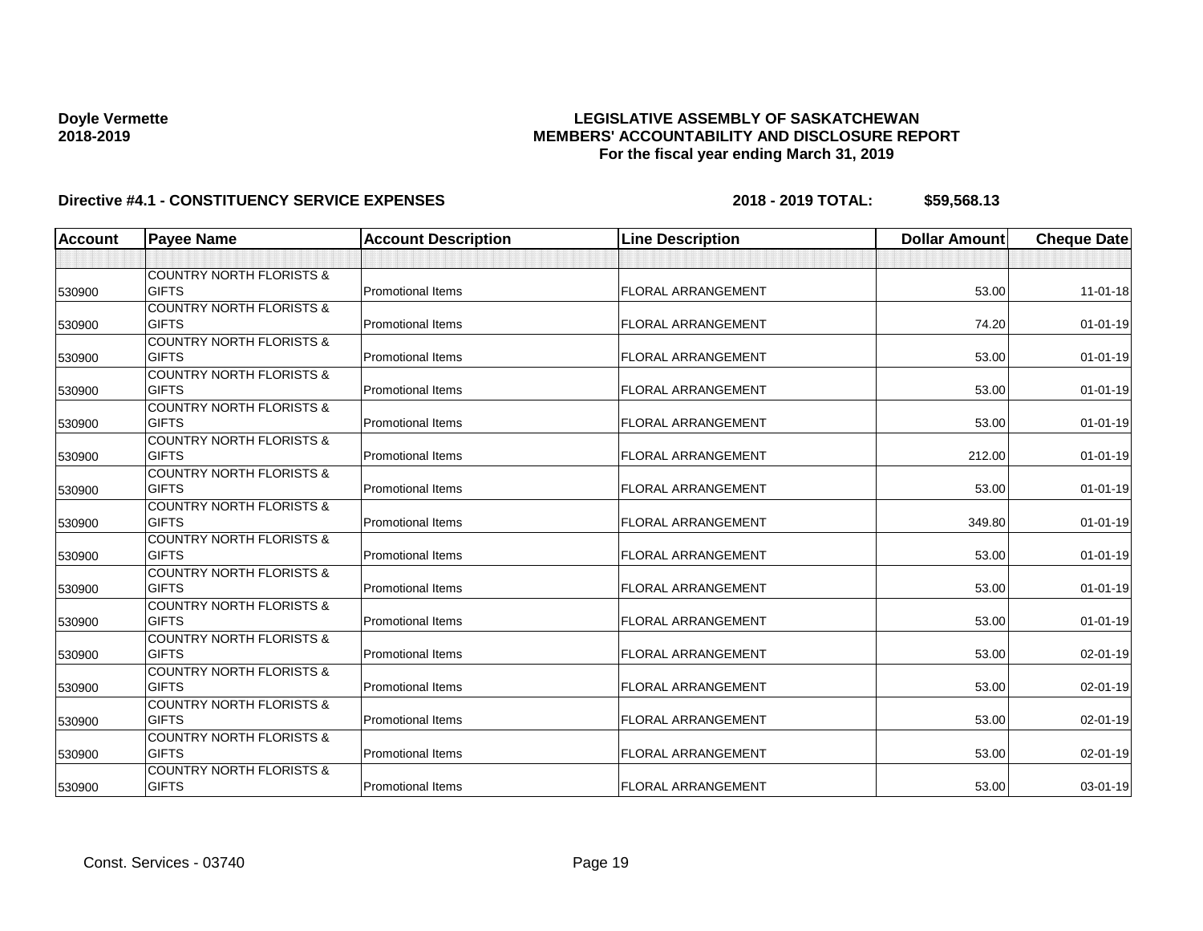**Doyle Vermette**
**2018-2019**

**LEGISLATIVE ASSEMBLY OF SASKATCHEWAN**
**MEMBERS' ACCOUNTABILITY AND DISCLOSURE REPORT**
**For the fiscal year ending March 31, 2019**

**Directive #4.1 - CONSTITUENCY SERVICE EXPENSES** **2018 - 2019 TOTAL: $59,568.13**

| Account | Payee Name | Account Description | Line Description | Dollar Amount | Cheque Date |
|---|---|---|---|---|---|
| | | | | | |
| 530900 | COUNTRY NORTH FLORISTS & GIFTS | Promotional Items | FLORAL ARRANGEMENT | 53.00 | 11-01-18 |
| 530900 | COUNTRY NORTH FLORISTS & GIFTS | Promotional Items | FLORAL ARRANGEMENT | 74.20 | 01-01-19 |
| 530900 | COUNTRY NORTH FLORISTS & GIFTS | Promotional Items | FLORAL ARRANGEMENT | 53.00 | 01-01-19 |
| 530900 | COUNTRY NORTH FLORISTS & GIFTS | Promotional Items | FLORAL ARRANGEMENT | 53.00 | 01-01-19 |
| 530900 | COUNTRY NORTH FLORISTS & GIFTS | Promotional Items | FLORAL ARRANGEMENT | 53.00 | 01-01-19 |
| 530900 | COUNTRY NORTH FLORISTS & GIFTS | Promotional Items | FLORAL ARRANGEMENT | 212.00 | 01-01-19 |
| 530900 | COUNTRY NORTH FLORISTS & GIFTS | Promotional Items | FLORAL ARRANGEMENT | 53.00 | 01-01-19 |
| 530900 | COUNTRY NORTH FLORISTS & GIFTS | Promotional Items | FLORAL ARRANGEMENT | 349.80 | 01-01-19 |
| 530900 | COUNTRY NORTH FLORISTS & GIFTS | Promotional Items | FLORAL ARRANGEMENT | 53.00 | 01-01-19 |
| 530900 | COUNTRY NORTH FLORISTS & GIFTS | Promotional Items | FLORAL ARRANGEMENT | 53.00 | 01-01-19 |
| 530900 | COUNTRY NORTH FLORISTS & GIFTS | Promotional Items | FLORAL ARRANGEMENT | 53.00 | 01-01-19 |
| 530900 | COUNTRY NORTH FLORISTS & GIFTS | Promotional Items | FLORAL ARRANGEMENT | 53.00 | 02-01-19 |
| 530900 | COUNTRY NORTH FLORISTS & GIFTS | Promotional Items | FLORAL ARRANGEMENT | 53.00 | 02-01-19 |
| 530900 | COUNTRY NORTH FLORISTS & GIFTS | Promotional Items | FLORAL ARRANGEMENT | 53.00 | 02-01-19 |
| 530900 | COUNTRY NORTH FLORISTS & GIFTS | Promotional Items | FLORAL ARRANGEMENT | 53.00 | 02-01-19 |
| 530900 | COUNTRY NORTH FLORISTS & GIFTS | Promotional Items | FLORAL ARRANGEMENT | 53.00 | 03-01-19 |

Const. Services - 03740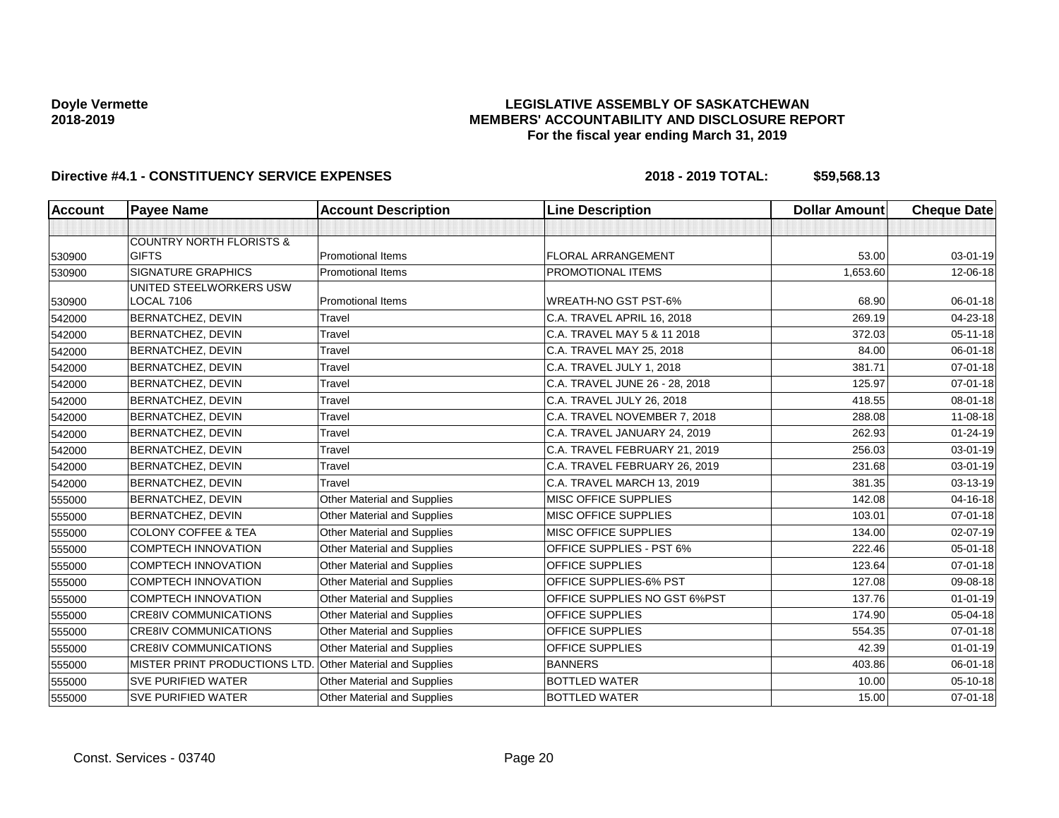**Doyle Vermette**
**2018-2019**

**LEGISLATIVE ASSEMBLY OF SASKATCHEWAN**
**MEMBERS' ACCOUNTABILITY AND DISCLOSURE REPORT**
**For the fiscal year ending March 31, 2019**

**Directive #4.1 - CONSTITUENCY SERVICE EXPENSES** **2018 - 2019 TOTAL: $59,568.13**

| Account | Payee Name | Account Description | Line Description | Dollar Amount | Cheque Date |
|---|---|---|---|---|---|
| | | | | | |
| 530900 | COUNTRY NORTH FLORISTS & GIFTS | Promotional Items | FLORAL ARRANGEMENT | 53.00 | 03-01-19 |
| 530900 | SIGNATURE GRAPHICS | Promotional Items | PROMOTIONAL ITEMS | 1,653.60 | 12-06-18 |
| 530900 | UNITED STEELWORKERS USW LOCAL 7106 | Promotional Items | WREATH-NO GST PST-6% | 68.90 | 06-01-18 |
| 542000 | BERNATCHEZ, DEVIN | Travel | C.A. TRAVEL APRIL 16, 2018 | 269.19 | 04-23-18 |
| 542000 | BERNATCHEZ, DEVIN | Travel | C.A. TRAVEL MAY 5 & 11 2018 | 372.03 | 05-11-18 |
| 542000 | BERNATCHEZ, DEVIN | Travel | C.A. TRAVEL MAY 25, 2018 | 84.00 | 06-01-18 |
| 542000 | BERNATCHEZ, DEVIN | Travel | C.A. TRAVEL JULY 1, 2018 | 381.71 | 07-01-18 |
| 542000 | BERNATCHEZ, DEVIN | Travel | C.A. TRAVEL JUNE 26 - 28, 2018 | 125.97 | 07-01-18 |
| 542000 | BERNATCHEZ, DEVIN | Travel | C.A. TRAVEL JULY 26, 2018 | 418.55 | 08-01-18 |
| 542000 | BERNATCHEZ, DEVIN | Travel | C.A. TRAVEL NOVEMBER 7, 2018 | 288.08 | 11-08-18 |
| 542000 | BERNATCHEZ, DEVIN | Travel | C.A. TRAVEL JANUARY 24, 2019 | 262.93 | 01-24-19 |
| 542000 | BERNATCHEZ, DEVIN | Travel | C.A. TRAVEL FEBRUARY 21, 2019 | 256.03 | 03-01-19 |
| 542000 | BERNATCHEZ, DEVIN | Travel | C.A. TRAVEL FEBRUARY 26, 2019 | 231.68 | 03-01-19 |
| 542000 | BERNATCHEZ, DEVIN | Travel | C.A. TRAVEL MARCH 13, 2019 | 381.35 | 03-13-19 |
| 555000 | BERNATCHEZ, DEVIN | Other Material and Supplies | MISC OFFICE SUPPLIES | 142.08 | 04-16-18 |
| 555000 | BERNATCHEZ, DEVIN | Other Material and Supplies | MISC OFFICE SUPPLIES | 103.01 | 07-01-18 |
| 555000 | COLONY COFFEE & TEA | Other Material and Supplies | MISC OFFICE SUPPLIES | 134.00 | 02-07-19 |
| 555000 | COMPTECH INNOVATION | Other Material and Supplies | OFFICE SUPPLIES - PST 6% | 222.46 | 05-01-18 |
| 555000 | COMPTECH INNOVATION | Other Material and Supplies | OFFICE SUPPLIES | 123.64 | 07-01-18 |
| 555000 | COMPTECH INNOVATION | Other Material and Supplies | OFFICE SUPPLIES-6% PST | 127.08 | 09-08-18 |
| 555000 | COMPTECH INNOVATION | Other Material and Supplies | OFFICE SUPPLIES NO GST 6%PST | 137.76 | 01-01-19 |
| 555000 | CRE8IV COMMUNICATIONS | Other Material and Supplies | OFFICE SUPPLIES | 174.90 | 05-04-18 |
| 555000 | CRE8IV COMMUNICATIONS | Other Material and Supplies | OFFICE SUPPLIES | 554.35 | 07-01-18 |
| 555000 | CRE8IV COMMUNICATIONS | Other Material and Supplies | OFFICE SUPPLIES | 42.39 | 01-01-19 |
| 555000 | MISTER PRINT PRODUCTIONS LTD. | Other Material and Supplies | BANNERS | 403.86 | 06-01-18 |
| 555000 | SVE PURIFIED WATER | Other Material and Supplies | BOTTLED WATER | 10.00 | 05-10-18 |
| 555000 | SVE PURIFIED WATER | Other Material and Supplies | BOTTLED WATER | 15.00 | 07-01-18 |

Const. Services - 03740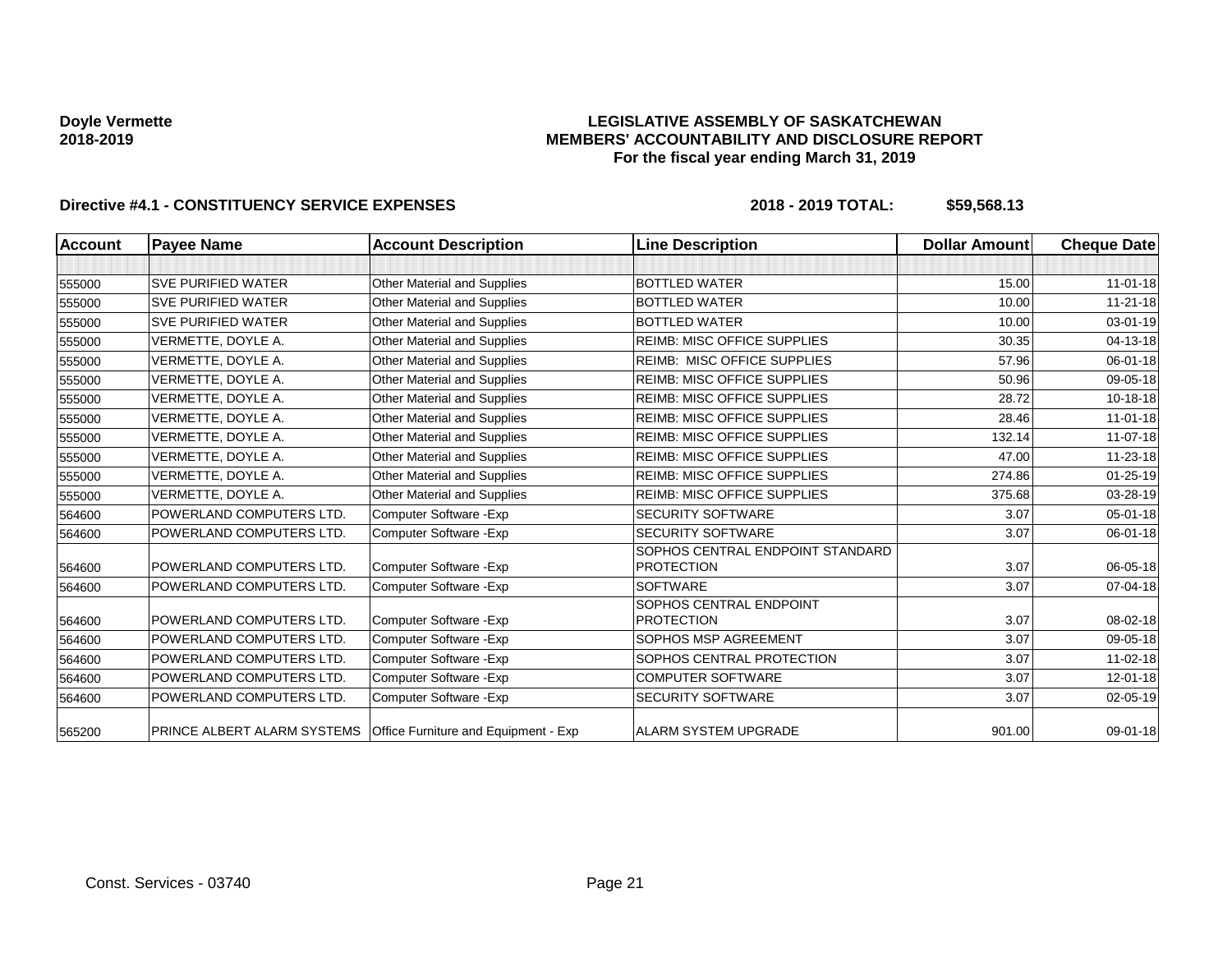**Doyle Vermette**
**2018-2019**

**LEGISLATIVE ASSEMBLY OF SASKATCHEWAN**
**MEMBERS' ACCOUNTABILITY AND DISCLOSURE REPORT**
**For the fiscal year ending March 31, 2019**

**Directive #4.1 - CONSTITUENCY SERVICE EXPENSES** **2018 - 2019 TOTAL: $59,568.13**

| Account | Payee Name | Account Description | Line Description | Dollar Amount | Cheque Date |
|---|---|---|---|---|---|
| | | | | | |
| 555000 | SVE PURIFIED WATER | Other Material and Supplies | BOTTLED WATER | 15.00 | 11-01-18 |
| 555000 | SVE PURIFIED WATER | Other Material and Supplies | BOTTLED WATER | 10.00 | 11-21-18 |
| 555000 | SVE PURIFIED WATER | Other Material and Supplies | BOTTLED WATER | 10.00 | 03-01-19 |
| 555000 | VERMETTE, DOYLE A. | Other Material and Supplies | REIMB: MISC OFFICE SUPPLIES | 30.35 | 04-13-18 |
| 555000 | VERMETTE, DOYLE A. | Other Material and Supplies | REIMB: MISC OFFICE SUPPLIES | 57.96 | 06-01-18 |
| 555000 | VERMETTE, DOYLE A. | Other Material and Supplies | REIMB: MISC OFFICE SUPPLIES | 50.96 | 09-05-18 |
| 555000 | VERMETTE, DOYLE A. | Other Material and Supplies | REIMB: MISC OFFICE SUPPLIES | 28.72 | 10-18-18 |
| 555000 | VERMETTE, DOYLE A. | Other Material and Supplies | REIMB: MISC OFFICE SUPPLIES | 28.46 | 11-01-18 |
| 555000 | VERMETTE, DOYLE A. | Other Material and Supplies | REIMB: MISC OFFICE SUPPLIES | 132.14 | 11-07-18 |
| 555000 | VERMETTE, DOYLE A. | Other Material and Supplies | REIMB: MISC OFFICE SUPPLIES | 47.00 | 11-23-18 |
| 555000 | VERMETTE, DOYLE A. | Other Material and Supplies | REIMB: MISC OFFICE SUPPLIES | 274.86 | 01-25-19 |
| 555000 | VERMETTE, DOYLE A. | Other Material and Supplies | REIMB: MISC OFFICE SUPPLIES | 375.68 | 03-28-19 |
| 564600 | POWERLAND COMPUTERS LTD. | Computer Software -Exp | SECURITY SOFTWARE | 3.07 | 05-01-18 |
| 564600 | POWERLAND COMPUTERS LTD. | Computer Software -Exp | SECURITY SOFTWARE | 3.07 | 06-01-18 |
| 564600 | POWERLAND COMPUTERS LTD. | Computer Software -Exp | SOPHOS CENTRAL ENDPOINT STANDARD PROTECTION | 3.07 | 06-05-18 |
| 564600 | POWERLAND COMPUTERS LTD. | Computer Software -Exp | SOFTWARE | 3.07 | 07-04-18 |
| 564600 | POWERLAND COMPUTERS LTD. | Computer Software -Exp | SOPHOS CENTRAL ENDPOINT PROTECTION | 3.07 | 08-02-18 |
| 564600 | POWERLAND COMPUTERS LTD. | Computer Software -Exp | SOPHOS MSP AGREEMENT | 3.07 | 09-05-18 |
| 564600 | POWERLAND COMPUTERS LTD. | Computer Software -Exp | SOPHOS CENTRAL PROTECTION | 3.07 | 11-02-18 |
| 564600 | POWERLAND COMPUTERS LTD. | Computer Software -Exp | COMPUTER SOFTWARE | 3.07 | 12-01-18 |
| 564600 | POWERLAND COMPUTERS LTD. | Computer Software -Exp | SECURITY SOFTWARE | 3.07 | 02-05-19 |
| 565200 | PRINCE ALBERT ALARM SYSTEMS | Office Furniture and Equipment - Exp | ALARM SYSTEM UPGRADE | 901.00 | 09-01-18 |

Const. Services - 03740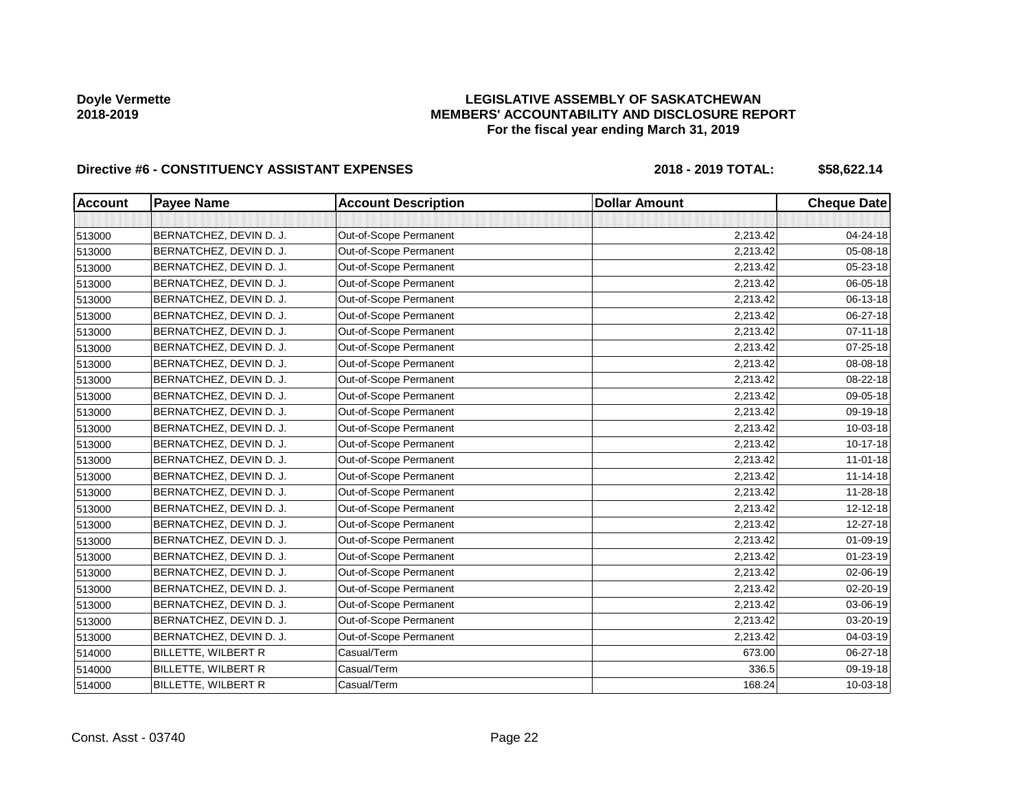**Doyle Vermette**
**2018-2019**

# LEGISLATIVE ASSEMBLY OF SASKATCHEWAN
## MEMBERS' ACCOUNTABILITY AND DISCLOSURE REPORT
### For the fiscal year ending March 31, 2019

**Directive #6 - CONSTITUENCY ASSISTANT EXPENSES** **2018 - 2019 TOTAL: $58,622.14**

| Account | Payee Name | Account Description | Dollar Amount | Cheque Date |
|---|---|---|---|---|
| | | | | |
| 513000 | BERNATCHEZ, DEVIN D. J. | Out-of-Scope Permanent | 2,213.42 | 04-24-18 |
| 513000 | BERNATCHEZ, DEVIN D. J. | Out-of-Scope Permanent | 2,213.42 | 05-08-18 |
| 513000 | BERNATCHEZ, DEVIN D. J. | Out-of-Scope Permanent | 2,213.42 | 05-23-18 |
| 513000 | BERNATCHEZ, DEVIN D. J. | Out-of-Scope Permanent | 2,213.42 | 06-05-18 |
| 513000 | BERNATCHEZ, DEVIN D. J. | Out-of-Scope Permanent | 2,213.42 | 06-13-18 |
| 513000 | BERNATCHEZ, DEVIN D. J. | Out-of-Scope Permanent | 2,213.42 | 06-27-18 |
| 513000 | BERNATCHEZ, DEVIN D. J. | Out-of-Scope Permanent | 2,213.42 | 07-11-18 |
| 513000 | BERNATCHEZ, DEVIN D. J. | Out-of-Scope Permanent | 2,213.42 | 07-25-18 |
| 513000 | BERNATCHEZ, DEVIN D. J. | Out-of-Scope Permanent | 2,213.42 | 08-08-18 |
| 513000 | BERNATCHEZ, DEVIN D. J. | Out-of-Scope Permanent | 2,213.42 | 08-22-18 |
| 513000 | BERNATCHEZ, DEVIN D. J. | Out-of-Scope Permanent | 2,213.42 | 09-05-18 |
| 513000 | BERNATCHEZ, DEVIN D. J. | Out-of-Scope Permanent | 2,213.42 | 09-19-18 |
| 513000 | BERNATCHEZ, DEVIN D. J. | Out-of-Scope Permanent | 2,213.42 | 10-03-18 |
| 513000 | BERNATCHEZ, DEVIN D. J. | Out-of-Scope Permanent | 2,213.42 | 10-17-18 |
| 513000 | BERNATCHEZ, DEVIN D. J. | Out-of-Scope Permanent | 2,213.42 | 11-01-18 |
| 513000 | BERNATCHEZ, DEVIN D. J. | Out-of-Scope Permanent | 2,213.42 | 11-14-18 |
| 513000 | BERNATCHEZ, DEVIN D. J. | Out-of-Scope Permanent | 2,213.42 | 11-28-18 |
| 513000 | BERNATCHEZ, DEVIN D. J. | Out-of-Scope Permanent | 2,213.42 | 12-12-18 |
| 513000 | BERNATCHEZ, DEVIN D. J. | Out-of-Scope Permanent | 2,213.42 | 12-27-18 |
| 513000 | BERNATCHEZ, DEVIN D. J. | Out-of-Scope Permanent | 2,213.42 | 01-09-19 |
| 513000 | BERNATCHEZ, DEVIN D. J. | Out-of-Scope Permanent | 2,213.42 | 01-23-19 |
| 513000 | BERNATCHEZ, DEVIN D. J. | Out-of-Scope Permanent | 2,213.42 | 02-06-19 |
| 513000 | BERNATCHEZ, DEVIN D. J. | Out-of-Scope Permanent | 2,213.42 | 02-20-19 |
| 513000 | BERNATCHEZ, DEVIN D. J. | Out-of-Scope Permanent | 2,213.42 | 03-06-19 |
| 513000 | BERNATCHEZ, DEVIN D. J. | Out-of-Scope Permanent | 2,213.42 | 03-20-19 |
| 513000 | BERNATCHEZ, DEVIN D. J. | Out-of-Scope Permanent | 2,213.42 | 04-03-19 |
| 514000 | BILLETTE, WILBERT R | Casual/Term | 673.00 | 06-27-18 |
| 514000 | BILLETTE, WILBERT R | Casual/Term | 336.5 | 09-19-18 |
| 514000 | BILLETTE, WILBERT R | Casual/Term | 168.24 | 10-03-18 |

Const. Asst - 03740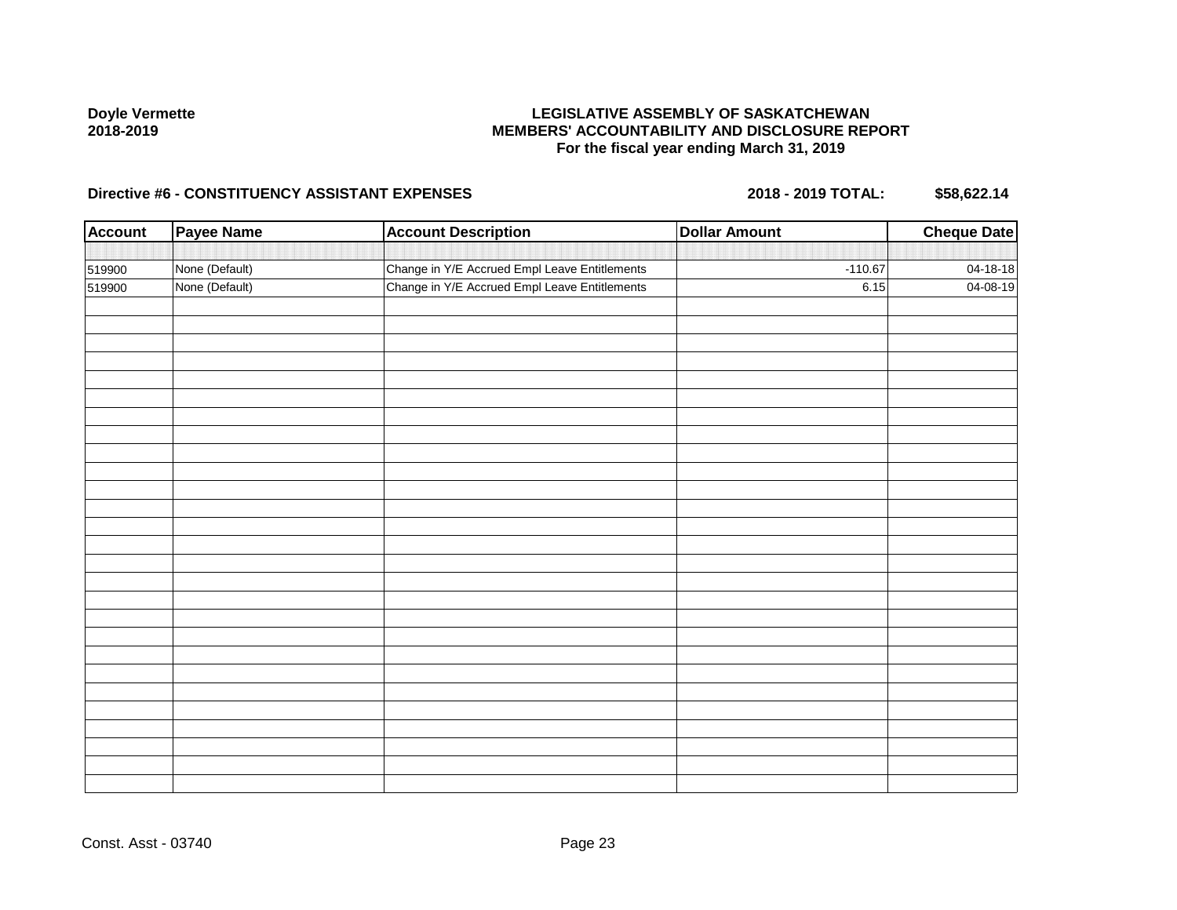**Doyle Vermette**
**2018-2019**

**LEGISLATIVE ASSEMBLY OF SASKATCHEWAN**
**MEMBERS' ACCOUNTABILITY AND DISCLOSURE REPORT**
**For the fiscal year ending March 31, 2019**

**Directive #6 - CONSTITUENCY ASSISTANT EXPENSES** **2018 - 2019 TOTAL: $58,622.14**

| Account | Payee Name | Account Description | Dollar Amount | Cheque Date |
|---|---|---|---|---|
| 519900 | None (Default) | Change in Y/E Accrued Empl Leave Entitlements | -110.67 | 04-18-18 |
| 519900 | None (Default) | Change in Y/E Accrued Empl Leave Entitlements | 6.15 | 04-08-19 |

Const. Asst - 03740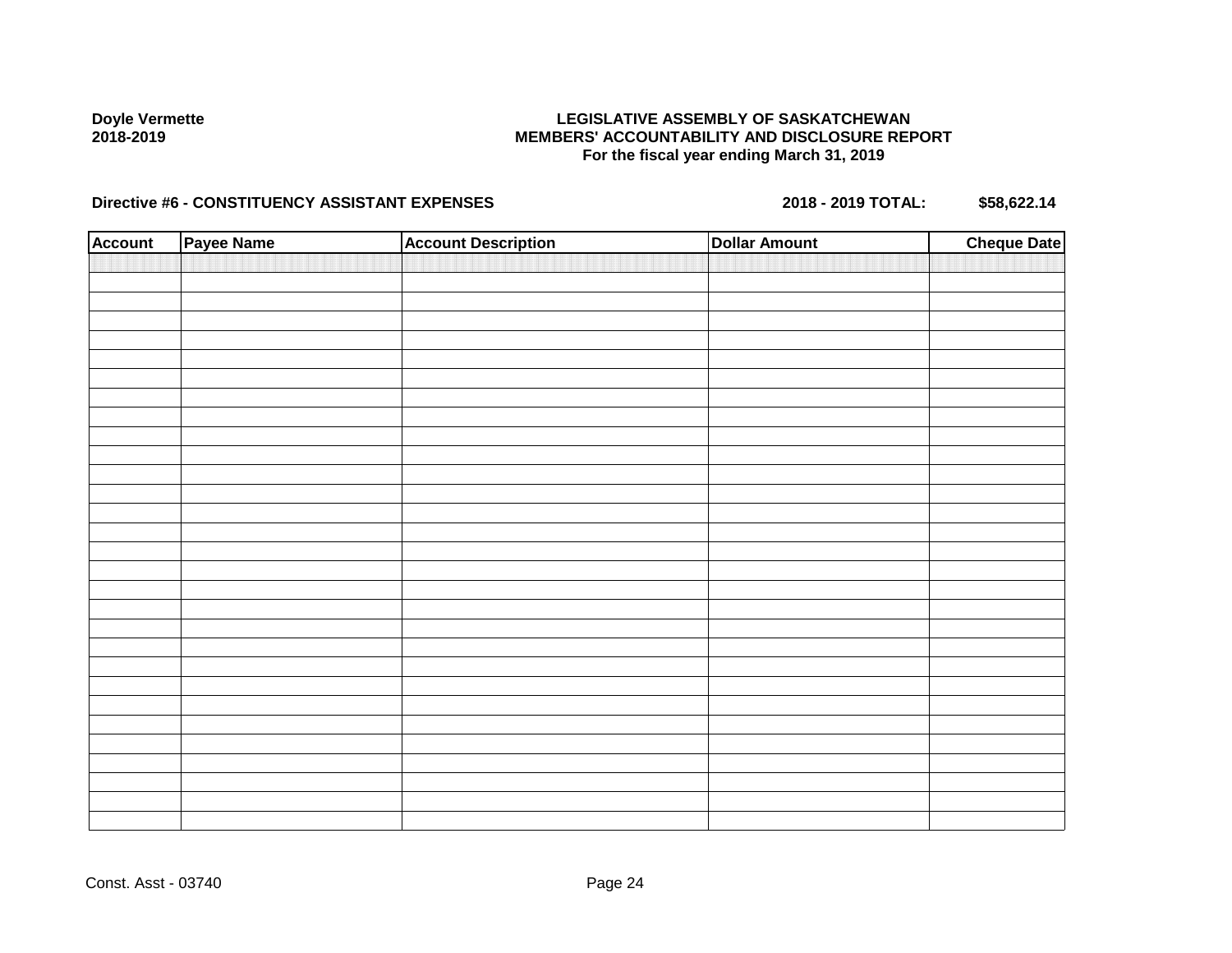**Doyle Vermette**
**2018-2019**

**LEGISLATIVE ASSEMBLY OF SASKATCHEWAN**
**MEMBERS' ACCOUNTABILITY AND DISCLOSURE REPORT**
**For the fiscal year ending March 31, 2019**

**Directive #6 - CONSTITUENCY ASSISTANT EXPENSES** **2018 - 2019 TOTAL: $58,622.14**

| Account | Payee Name | Account Description | Dollar Amount | Cheque Date |
|---|---|---|---|---|
| | | | | |

Const. Asst - 03740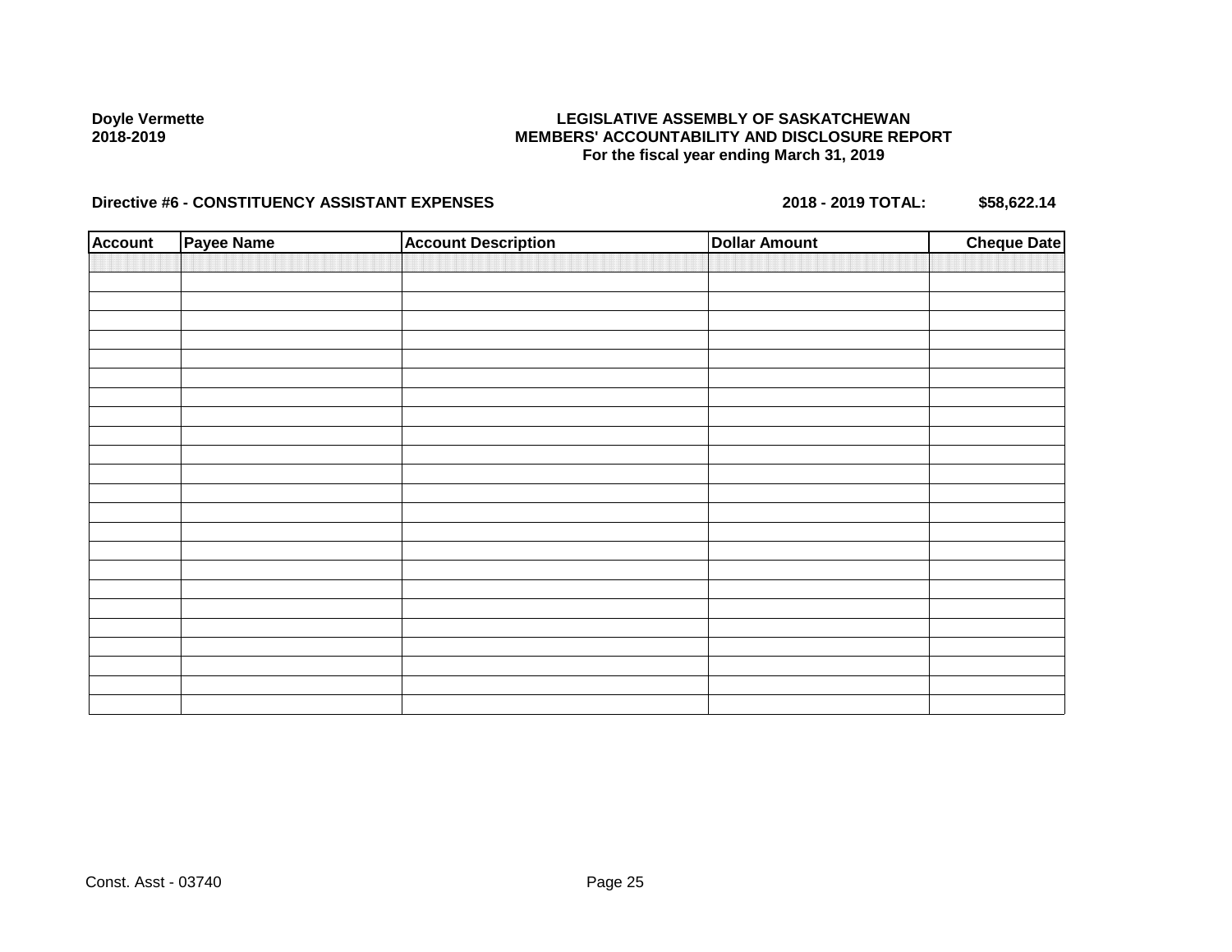**Doyle Vermette**
**2018-2019**

**LEGISLATIVE ASSEMBLY OF SASKATCHEWAN**
**MEMBERS' ACCOUNTABILITY AND DISCLOSURE REPORT**
**For the fiscal year ending March 31, 2019**

**Directive #6 - CONSTITUENCY ASSISTANT EXPENSES** **2018 - 2019 TOTAL:** **$58,622.14**

| Account | Payee Name | Account Description | Dollar Amount | Cheque Date |
|---|---|---|---|---|
| | | | | |

Const. Asst - 03740